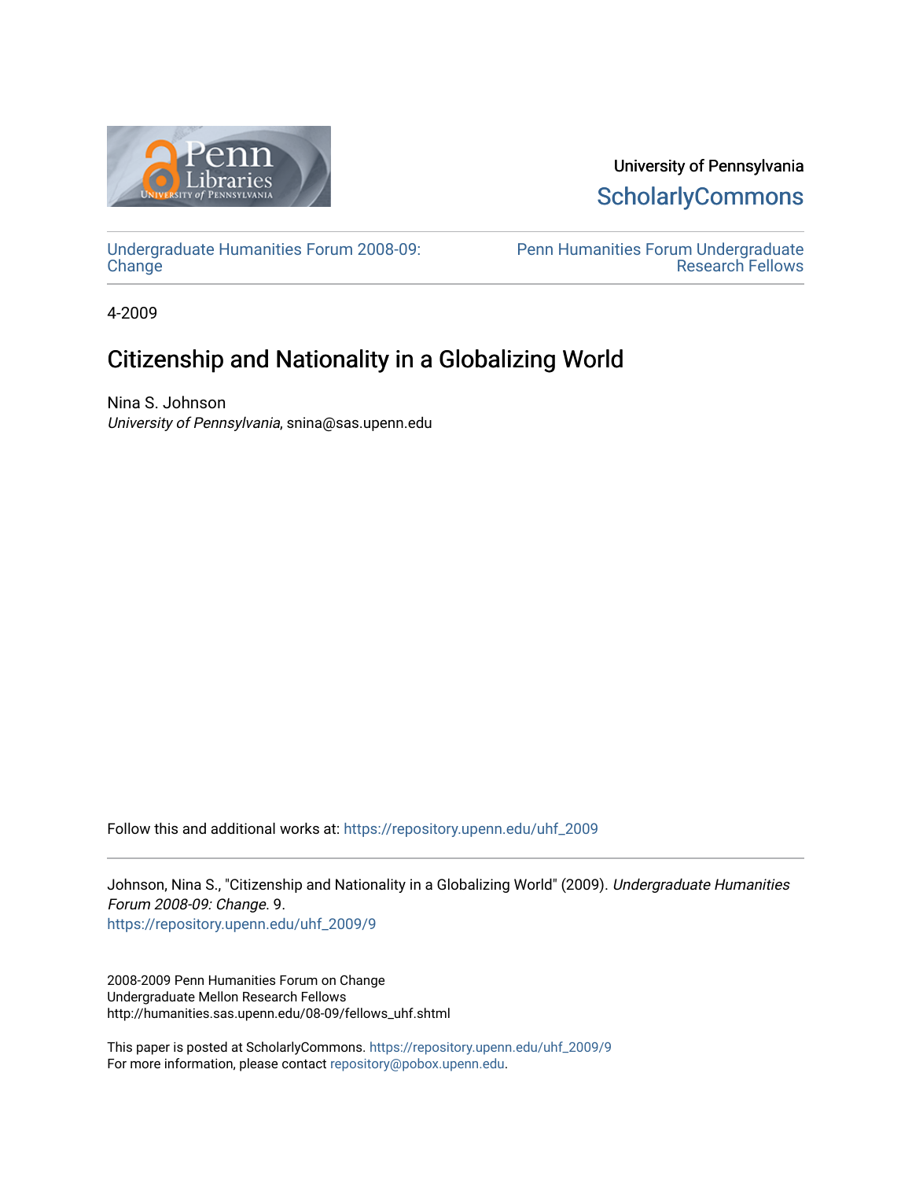University of Pennsylvania
ScholarlyCommons

Undergraduate Humanities Forum 2008-09: Change

Penn Humanities Forum Undergraduate Research Fellows

4-2009

# Citizenship and Nationality in a Globalizing World

Nina S. Johnson
*University of Pennsylvania*, snina@sas.upenn.edu

Follow this and additional works at: https://repository.upenn.edu/uhf_2009

Johnson, Nina S., "Citizenship and Nationality in a Globalizing World" (2009). *Undergraduate Humanities Forum 2008-09: Change*. 9.
https://repository.upenn.edu/uhf_2009/9

2008-2009 Penn Humanities Forum on Change
Undergraduate Mellon Research Fellows
http://humanities.sas.upenn.edu/08-09/fellows_uhf.shtml

This paper is posted at ScholarlyCommons. https://repository.upenn.edu/uhf_2009/9
For more information, please contact repository@pobox.upenn.edu.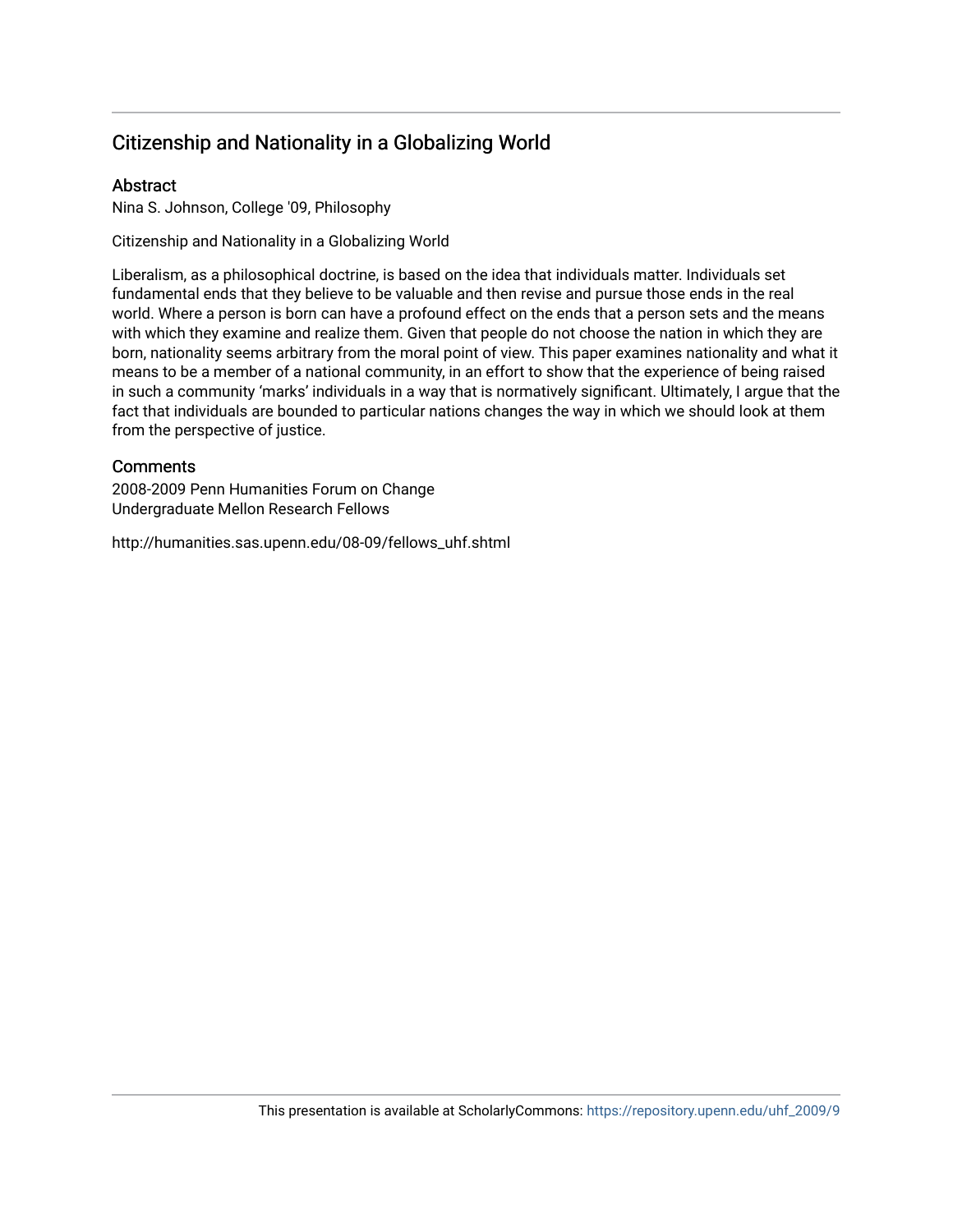## Citizenship and Nationality in a Globalizing World

### Abstract

Nina S. Johnson, College '09, Philosophy

Citizenship and Nationality in a Globalizing World

Liberalism, as a philosophical doctrine, is based on the idea that individuals matter. Individuals set fundamental ends that they believe to be valuable and then revise and pursue those ends in the real world. Where a person is born can have a profound effect on the ends that a person sets and the means with which they examine and realize them. Given that people do not choose the nation in which they are born, nationality seems arbitrary from the moral point of view. This paper examines nationality and what it means to be a member of a national community, in an effort to show that the experience of being raised in such a community 'marks' individuals in a way that is normatively significant. Ultimately, I argue that the fact that individuals are bounded to particular nations changes the way in which we should look at them from the perspective of justice.

### Comments

2008-2009 Penn Humanities Forum on Change
Undergraduate Mellon Research Fellows

http://humanities.sas.upenn.edu/08-09/fellows_uhf.shtml

This presentation is available at ScholarlyCommons: https://repository.upenn.edu/uhf_2009/9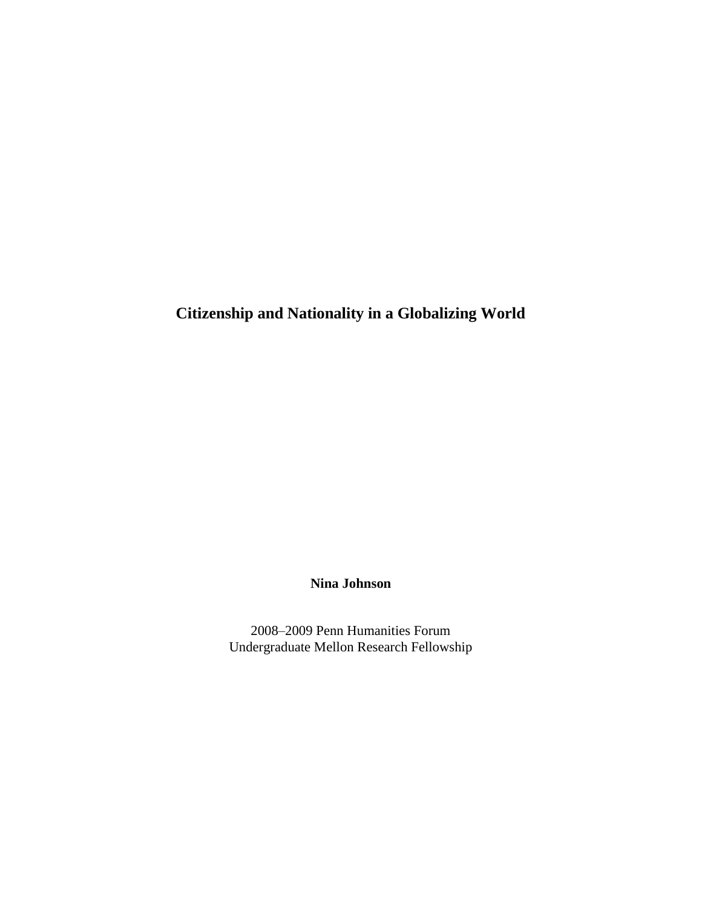# Citizenship and Nationality in a Globalizing World

**Nina Johnson**

2008–2009 Penn Humanities Forum
Undergraduate Mellon Research Fellowship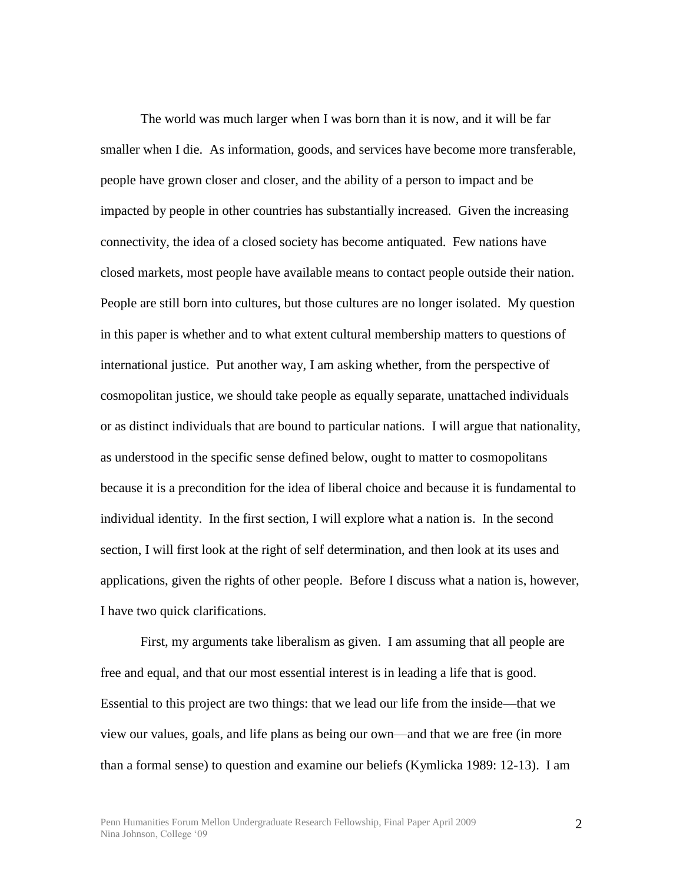The world was much larger when I was born than it is now, and it will be far smaller when I die. As information, goods, and services have become more transferable, people have grown closer and closer, and the ability of a person to impact and be impacted by people in other countries has substantially increased. Given the increasing connectivity, the idea of a closed society has become antiquated. Few nations have closed markets, most people have available means to contact people outside their nation. People are still born into cultures, but those cultures are no longer isolated. My question in this paper is whether and to what extent cultural membership matters to questions of international justice. Put another way, I am asking whether, from the perspective of cosmopolitan justice, we should take people as equally separate, unattached individuals or as distinct individuals that are bound to particular nations. I will argue that nationality, as understood in the specific sense defined below, ought to matter to cosmopolitans because it is a precondition for the idea of liberal choice and because it is fundamental to individual identity. In the first section, I will explore what a nation is. In the second section, I will first look at the right of self determination, and then look at its uses and applications, given the rights of other people. Before I discuss what a nation is, however, I have two quick clarifications.

First, my arguments take liberalism as given. I am assuming that all people are free and equal, and that our most essential interest is in leading a life that is good. Essential to this project are two things: that we lead our life from the inside—that we view our values, goals, and life plans as being our own—and that we are free (in more than a formal sense) to question and examine our beliefs (Kymlicka 1989: 12-13). I am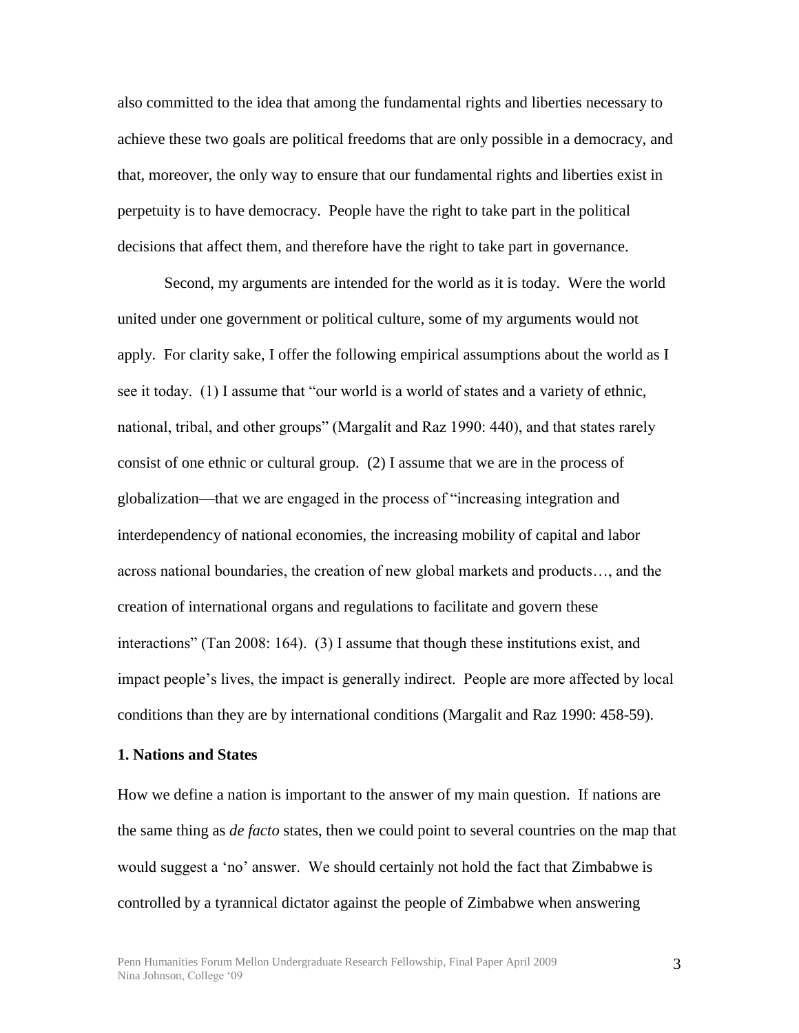also committed to the idea that among the fundamental rights and liberties necessary to achieve these two goals are political freedoms that are only possible in a democracy, and that, moreover, the only way to ensure that our fundamental rights and liberties exist in perpetuity is to have democracy. People have the right to take part in the political decisions that affect them, and therefore have the right to take part in governance.

Second, my arguments are intended for the world as it is today. Were the world united under one government or political culture, some of my arguments would not apply. For clarity sake, I offer the following empirical assumptions about the world as I see it today. (1) I assume that "our world is a world of states and a variety of ethnic, national, tribal, and other groups" (Margalit and Raz 1990: 440), and that states rarely consist of one ethnic or cultural group. (2) I assume that we are in the process of globalization—that we are engaged in the process of "increasing integration and interdependency of national economies, the increasing mobility of capital and labor across national boundaries, the creation of new global markets and products…, and the creation of international organs and regulations to facilitate and govern these interactions" (Tan 2008: 164). (3) I assume that though these institutions exist, and impact people's lives, the impact is generally indirect. People are more affected by local conditions than they are by international conditions (Margalit and Raz 1990: 458-59).

**1. Nations and States**

How we define a nation is important to the answer of my main question. If nations are the same thing as *de facto* states, then we could point to several countries on the map that would suggest a 'no' answer. We should certainly not hold the fact that Zimbabwe is controlled by a tyrannical dictator against the people of Zimbabwe when answering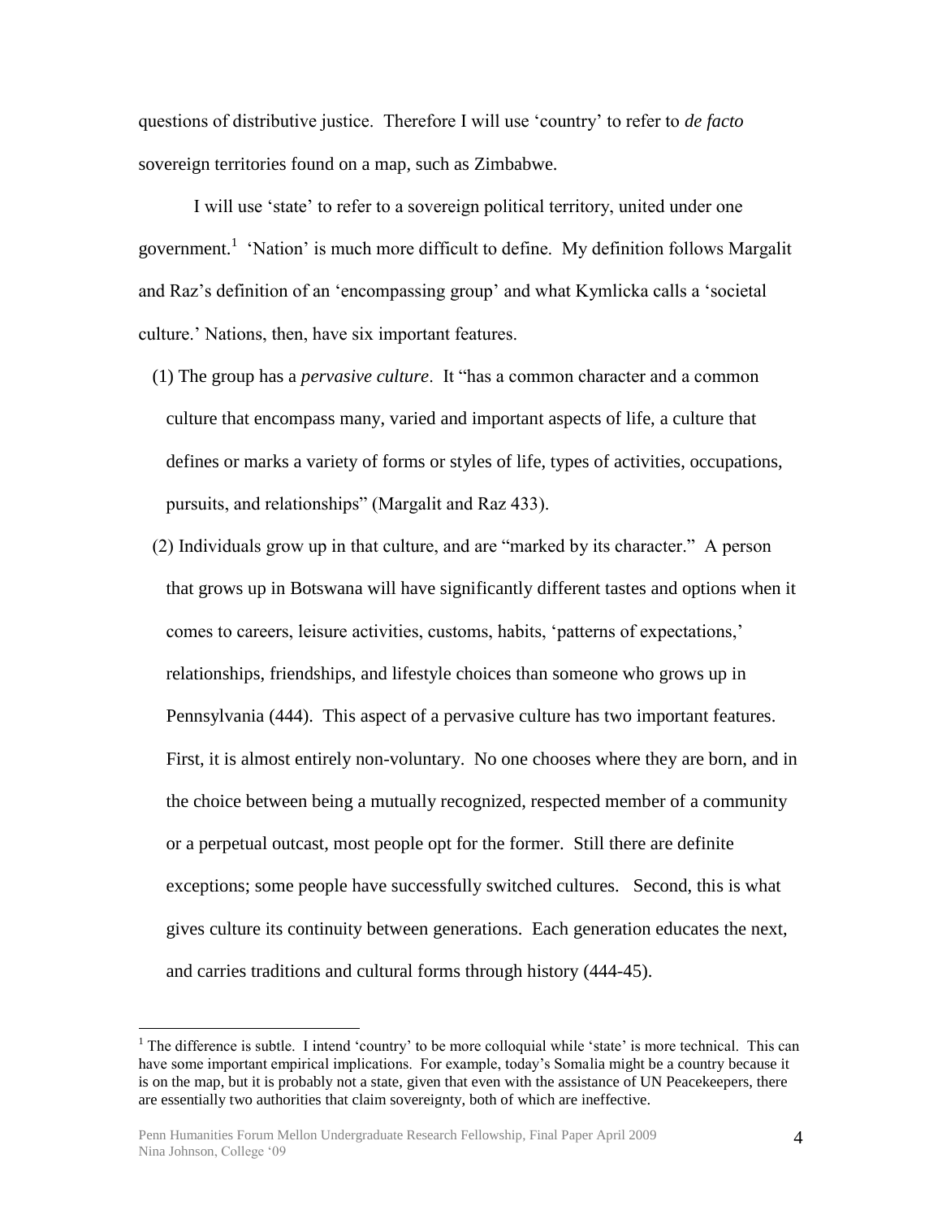questions of distributive justice. Therefore I will use 'country' to refer to *de facto* sovereign territories found on a map, such as Zimbabwe.

I will use 'state' to refer to a sovereign political territory, united under one government.[1] 'Nation' is much more difficult to define. My definition follows Margalit and Raz's definition of an 'encompassing group' and what Kymlicka calls a 'societal culture.' Nations, then, have six important features.

(1) The group has a *pervasive culture*. It "has a common character and a common culture that encompass many, varied and important aspects of life, a culture that defines or marks a variety of forms or styles of life, types of activities, occupations, pursuits, and relationships" (Margalit and Raz 433).

(2) Individuals grow up in that culture, and are "marked by its character." A person that grows up in Botswana will have significantly different tastes and options when it comes to careers, leisure activities, customs, habits, 'patterns of expectations,' relationships, friendships, and lifestyle choices than someone who grows up in Pennsylvania (444). This aspect of a pervasive culture has two important features. First, it is almost entirely non-voluntary. No one chooses where they are born, and in the choice between being a mutually recognized, respected member of a community or a perpetual outcast, most people opt for the former. Still there are definite exceptions; some people have successfully switched cultures. Second, this is what gives culture its continuity between generations. Each generation educates the next, and carries traditions and cultural forms through history (444-45).

---

[1] The difference is subtle. I intend 'country' to be more colloquial while 'state' is more technical. This can have some important empirical implications. For example, today's Somalia might be a country because it is on the map, but it is probably not a state, given that even with the assistance of UN Peacekeepers, there are essentially two authorities that claim sovereignty, both of which are ineffective.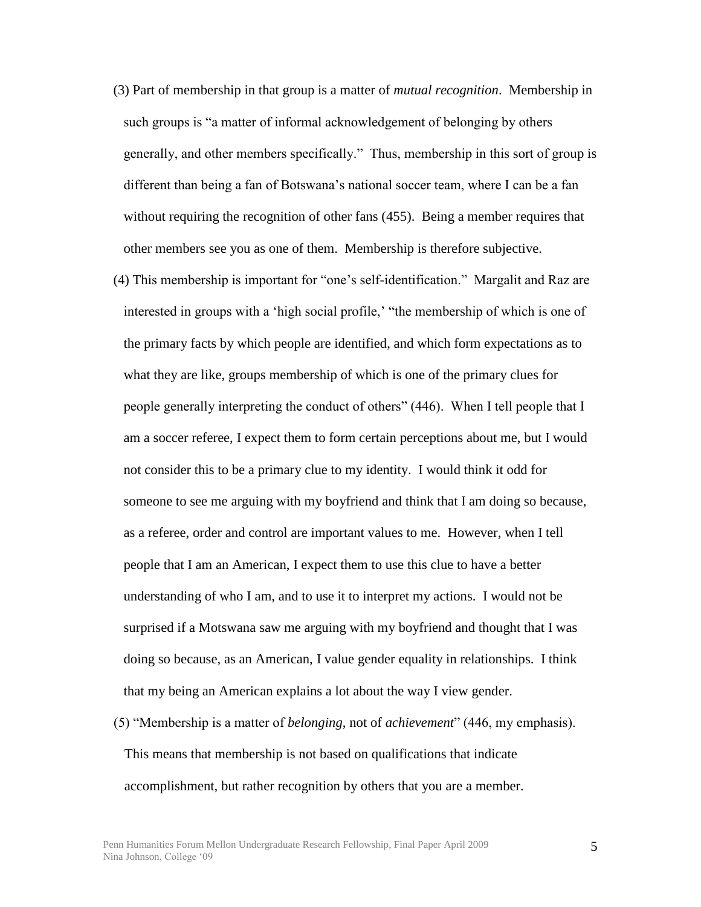(3) Part of membership in that group is a matter of *mutual recognition*. Membership in such groups is "a matter of informal acknowledgement of belonging by others generally, and other members specifically." Thus, membership in this sort of group is different than being a fan of Botswana's national soccer team, where I can be a fan without requiring the recognition of other fans (455). Being a member requires that other members see you as one of them. Membership is therefore subjective.

(4) This membership is important for "one's self-identification." Margalit and Raz are interested in groups with a 'high social profile,' "the membership of which is one of the primary facts by which people are identified, and which form expectations as to what they are like, groups membership of which is one of the primary clues for people generally interpreting the conduct of others" (446). When I tell people that I am a soccer referee, I expect them to form certain perceptions about me, but I would not consider this to be a primary clue to my identity. I would think it odd for someone to see me arguing with my boyfriend and think that I am doing so because, as a referee, order and control are important values to me. However, when I tell people that I am an American, I expect them to use this clue to have a better understanding of who I am, and to use it to interpret my actions. I would not be surprised if a Motswana saw me arguing with my boyfriend and thought that I was doing so because, as an American, I value gender equality in relationships. I think that my being an American explains a lot about the way I view gender.

(5) "Membership is a matter of *belonging*, not of *achievement*" (446, my emphasis). This means that membership is not based on qualifications that indicate accomplishment, but rather recognition by others that you are a member.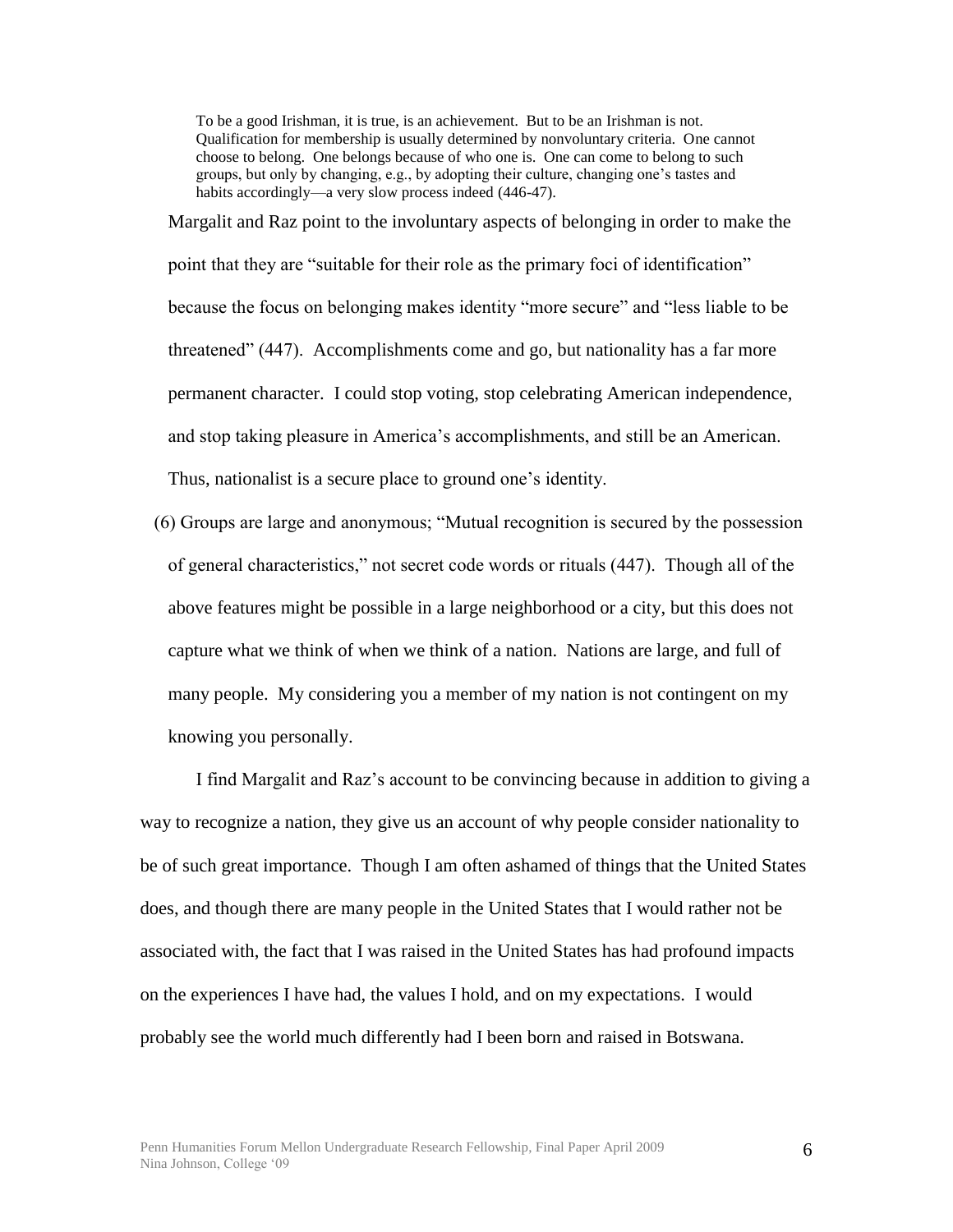> To be a good Irishman, it is true, is an achievement. But to be an Irishman is not. Qualification for membership is usually determined by nonvoluntary criteria. One cannot choose to belong. One belongs because of who one is. One can come to belong to such groups, but only by changing, e.g., by adopting their culture, changing one's tastes and habits accordingly—a very slow process indeed (446-47).

Margalit and Raz point to the involuntary aspects of belonging in order to make the point that they are "suitable for their role as the primary foci of identification" because the focus on belonging makes identity "more secure" and "less liable to be threatened" (447). Accomplishments come and go, but nationality has a far more permanent character. I could stop voting, stop celebrating American independence, and stop taking pleasure in America's accomplishments, and still be an American. Thus, nationalist is a secure place to ground one's identity.

(6) Groups are large and anonymous; "Mutual recognition is secured by the possession of general characteristics," not secret code words or rituals (447). Though all of the above features might be possible in a large neighborhood or a city, but this does not capture what we think of when we think of a nation. Nations are large, and full of many people. My considering you a member of my nation is not contingent on my knowing you personally.

I find Margalit and Raz's account to be convincing because in addition to giving a way to recognize a nation, they give us an account of why people consider nationality to be of such great importance. Though I am often ashamed of things that the United States does, and though there are many people in the United States that I would rather not be associated with, the fact that I was raised in the United States has had profound impacts on the experiences I have had, the values I hold, and on my expectations. I would probably see the world much differently had I been born and raised in Botswana.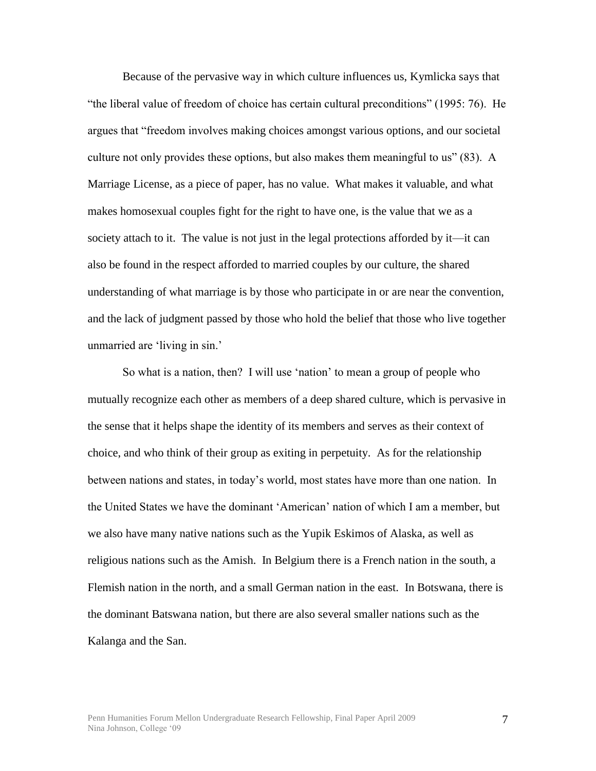Because of the pervasive way in which culture influences us, Kymlicka says that "the liberal value of freedom of choice has certain cultural preconditions" (1995: 76). He argues that "freedom involves making choices amongst various options, and our societal culture not only provides these options, but also makes them meaningful to us" (83). A Marriage License, as a piece of paper, has no value. What makes it valuable, and what makes homosexual couples fight for the right to have one, is the value that we as a society attach to it. The value is not just in the legal protections afforded by it—it can also be found in the respect afforded to married couples by our culture, the shared understanding of what marriage is by those who participate in or are near the convention, and the lack of judgment passed by those who hold the belief that those who live together unmarried are 'living in sin.'

So what is a nation, then? I will use 'nation' to mean a group of people who mutually recognize each other as members of a deep shared culture, which is pervasive in the sense that it helps shape the identity of its members and serves as their context of choice, and who think of their group as exiting in perpetuity. As for the relationship between nations and states, in today's world, most states have more than one nation. In the United States we have the dominant 'American' nation of which I am a member, but we also have many native nations such as the Yupik Eskimos of Alaska, as well as religious nations such as the Amish. In Belgium there is a French nation in the south, a Flemish nation in the north, and a small German nation in the east. In Botswana, there is the dominant Batswana nation, but there are also several smaller nations such as the Kalanga and the San.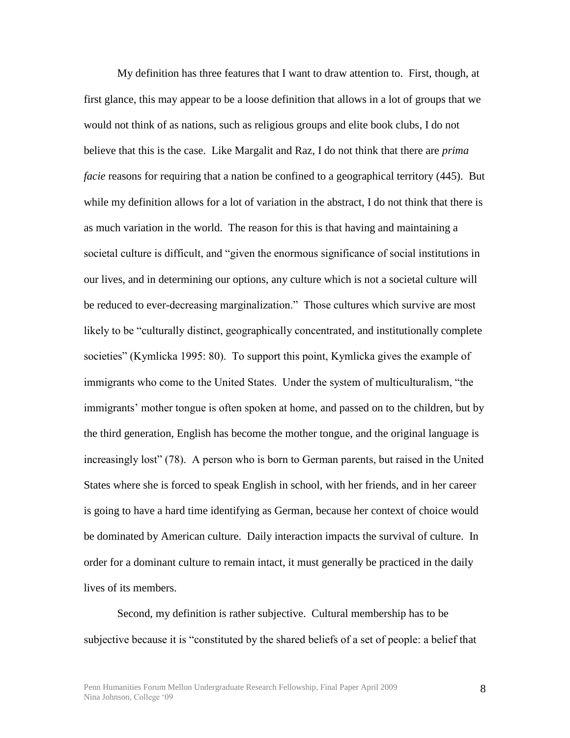My definition has three features that I want to draw attention to. First, though, at first glance, this may appear to be a loose definition that allows in a lot of groups that we would not think of as nations, such as religious groups and elite book clubs, I do not believe that this is the case. Like Margalit and Raz, I do not think that there are *prima facie* reasons for requiring that a nation be confined to a geographical territory (445). But while my definition allows for a lot of variation in the abstract, I do not think that there is as much variation in the world. The reason for this is that having and maintaining a societal culture is difficult, and "given the enormous significance of social institutions in our lives, and in determining our options, any culture which is not a societal culture will be reduced to ever-decreasing marginalization." Those cultures which survive are most likely to be "culturally distinct, geographically concentrated, and institutionally complete societies" (Kymlicka 1995: 80). To support this point, Kymlicka gives the example of immigrants who come to the United States. Under the system of multiculturalism, "the immigrants' mother tongue is often spoken at home, and passed on to the children, but by the third generation, English has become the mother tongue, and the original language is increasingly lost" (78). A person who is born to German parents, but raised in the United States where she is forced to speak English in school, with her friends, and in her career is going to have a hard time identifying as German, because her context of choice would be dominated by American culture. Daily interaction impacts the survival of culture. In order for a dominant culture to remain intact, it must generally be practiced in the daily lives of its members.

Second, my definition is rather subjective. Cultural membership has to be subjective because it is "constituted by the shared beliefs of a set of people: a belief that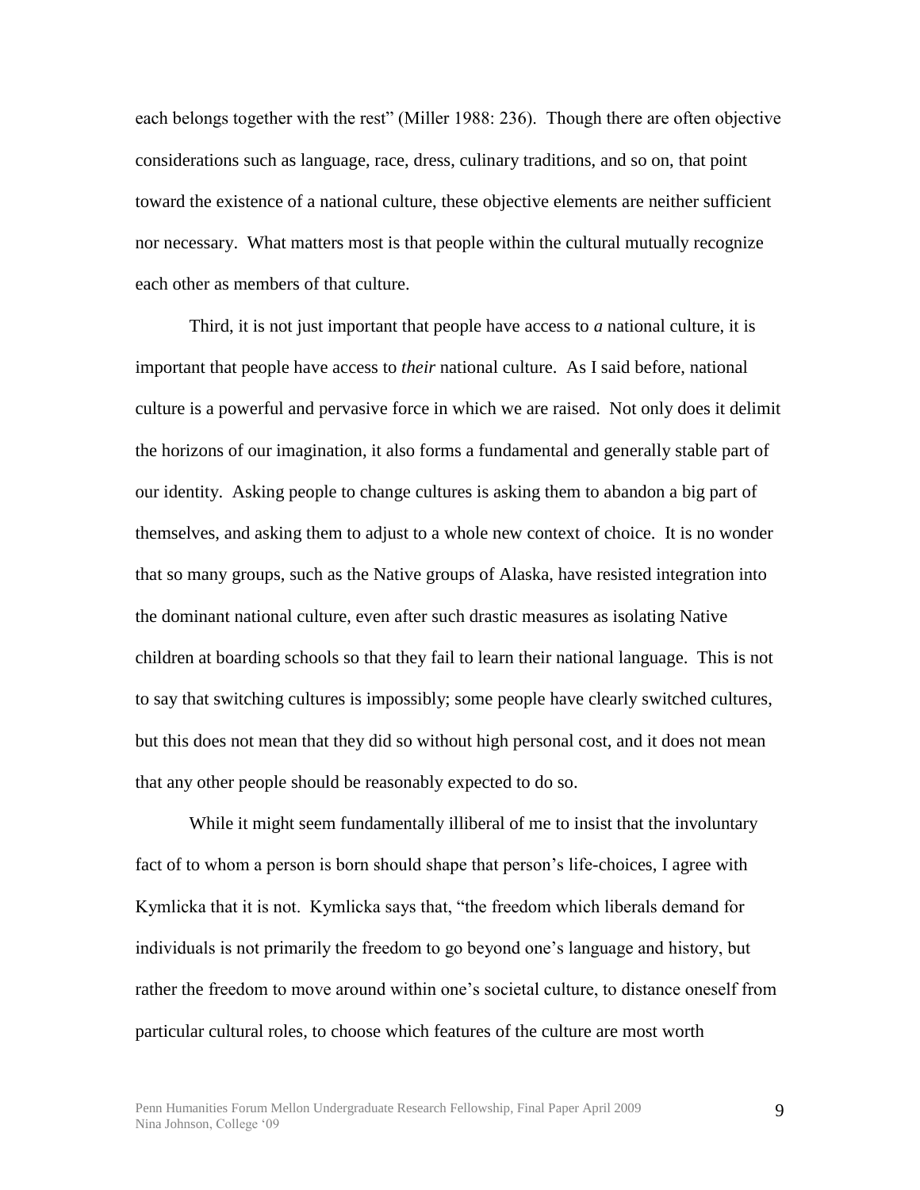each belongs together with the rest" (Miller 1988: 236). Though there are often objective considerations such as language, race, dress, culinary traditions, and so on, that point toward the existence of a national culture, these objective elements are neither sufficient nor necessary. What matters most is that people within the cultural mutually recognize each other as members of that culture.

Third, it is not just important that people have access to *a* national culture, it is important that people have access to *their* national culture. As I said before, national culture is a powerful and pervasive force in which we are raised. Not only does it delimit the horizons of our imagination, it also forms a fundamental and generally stable part of our identity. Asking people to change cultures is asking them to abandon a big part of themselves, and asking them to adjust to a whole new context of choice. It is no wonder that so many groups, such as the Native groups of Alaska, have resisted integration into the dominant national culture, even after such drastic measures as isolating Native children at boarding schools so that they fail to learn their national language. This is not to say that switching cultures is impossibly; some people have clearly switched cultures, but this does not mean that they did so without high personal cost, and it does not mean that any other people should be reasonably expected to do so.

While it might seem fundamentally illiberal of me to insist that the involuntary fact of to whom a person is born should shape that person's life-choices, I agree with Kymlicka that it is not. Kymlicka says that, "the freedom which liberals demand for individuals is not primarily the freedom to go beyond one's language and history, but rather the freedom to move around within one's societal culture, to distance oneself from particular cultural roles, to choose which features of the culture are most worth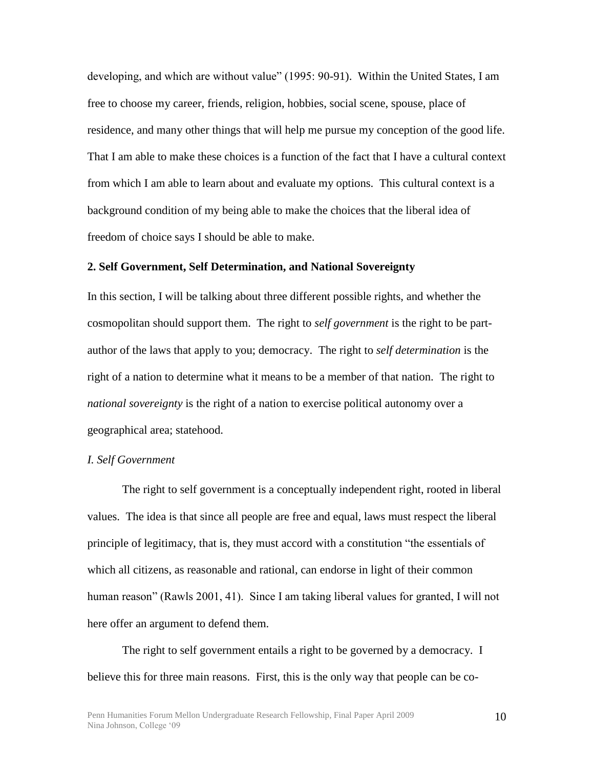developing, and which are without value" (1995: 90-91). Within the United States, I am free to choose my career, friends, religion, hobbies, social scene, spouse, place of residence, and many other things that will help me pursue my conception of the good life. That I am able to make these choices is a function of the fact that I have a cultural context from which I am able to learn about and evaluate my options. This cultural context is a background condition of my being able to make the choices that the liberal idea of freedom of choice says I should be able to make.

## 2. Self Government, Self Determination, and National Sovereignty

In this section, I will be talking about three different possible rights, and whether the cosmopolitan should support them. The right to *self government* is the right to be part-author of the laws that apply to you; democracy. The right to *self determination* is the right of a nation to determine what it means to be a member of that nation. The right to *national sovereignty* is the right of a nation to exercise political autonomy over a geographical area; statehood.

### *I. Self Government*

The right to self government is a conceptually independent right, rooted in liberal values. The idea is that since all people are free and equal, laws must respect the liberal principle of legitimacy, that is, they must accord with a constitution "the essentials of which all citizens, as reasonable and rational, can endorse in light of their common human reason" (Rawls 2001, 41). Since I am taking liberal values for granted, I will not here offer an argument to defend them.

The right to self government entails a right to be governed by a democracy. I believe this for three main reasons. First, this is the only way that people can be co-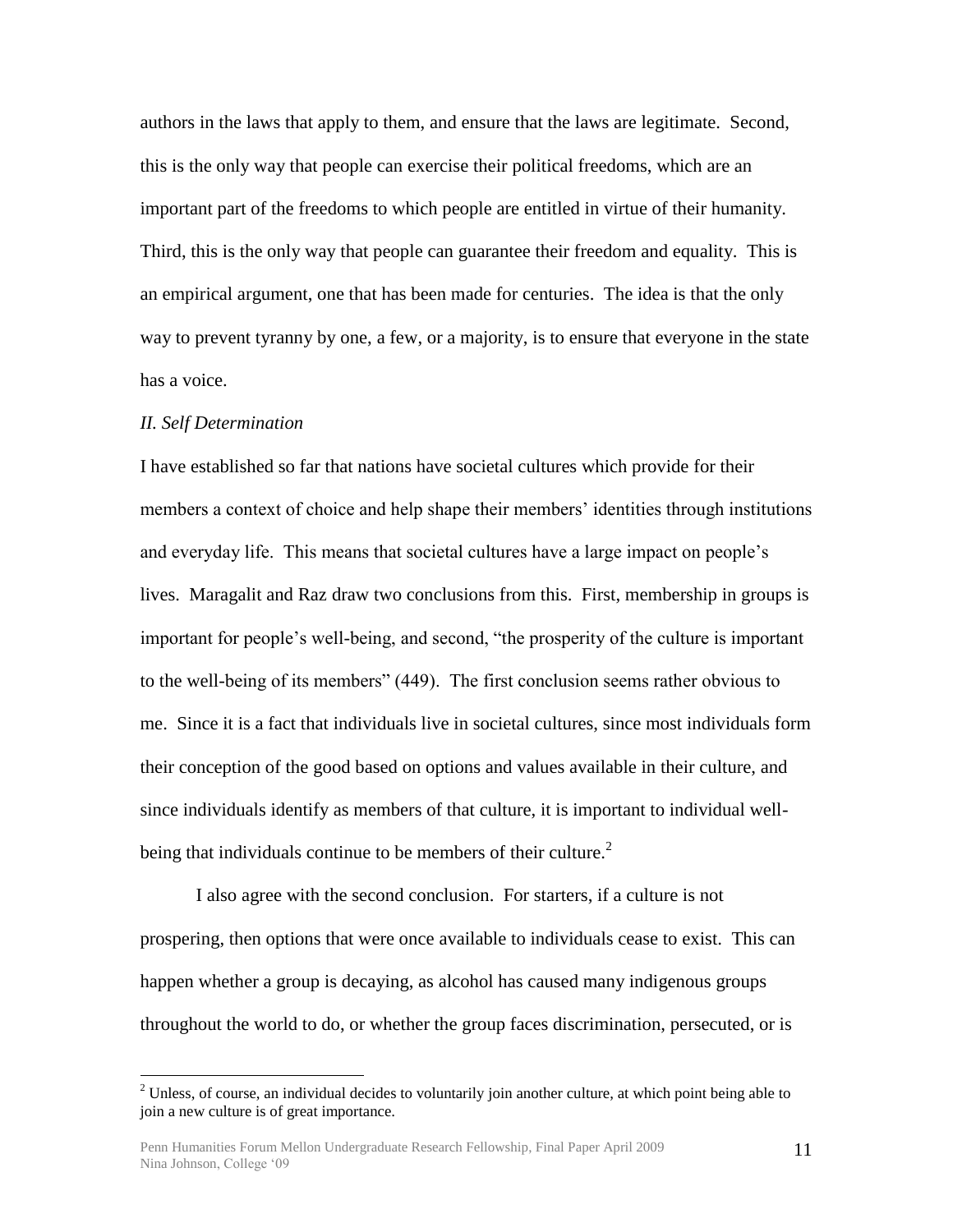authors in the laws that apply to them, and ensure that the laws are legitimate. Second, this is the only way that people can exercise their political freedoms, which are an important part of the freedoms to which people are entitled in virtue of their humanity. Third, this is the only way that people can guarantee their freedom and equality. This is an empirical argument, one that has been made for centuries. The idea is that the only way to prevent tyranny by one, a few, or a majority, is to ensure that everyone in the state has a voice.

*II. Self Determination*

I have established so far that nations have societal cultures which provide for their members a context of choice and help shape their members' identities through institutions and everyday life. This means that societal cultures have a large impact on people's lives. Maragalit and Raz draw two conclusions from this. First, membership in groups is important for people's well-being, and second, "the prosperity of the culture is important to the well-being of its members" (449). The first conclusion seems rather obvious to me. Since it is a fact that individuals live in societal cultures, since most individuals form their conception of the good based on options and values available in their culture, and since individuals identify as members of that culture, it is important to individual well-being that individuals continue to be members of their culture.[2]

I also agree with the second conclusion. For starters, if a culture is not prospering, then options that were once available to individuals cease to exist. This can happen whether a group is decaying, as alcohol has caused many indigenous groups throughout the world to do, or whether the group faces discrimination, persecuted, or is

[2] Unless, of course, an individual decides to voluntarily join another culture, at which point being able to join a new culture is of great importance.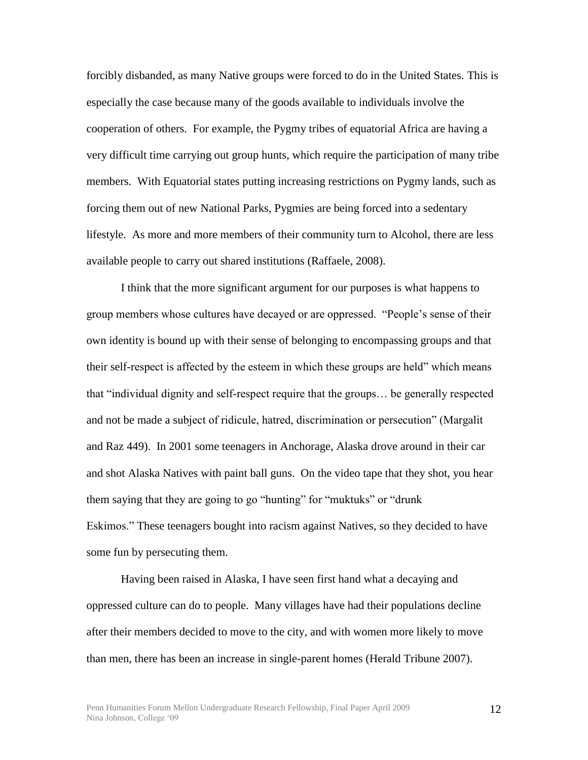forcibly disbanded, as many Native groups were forced to do in the United States. This is especially the case because many of the goods available to individuals involve the cooperation of others. For example, the Pygmy tribes of equatorial Africa are having a very difficult time carrying out group hunts, which require the participation of many tribe members. With Equatorial states putting increasing restrictions on Pygmy lands, such as forcing them out of new National Parks, Pygmies are being forced into a sedentary lifestyle. As more and more members of their community turn to Alcohol, there are less available people to carry out shared institutions (Raffaele, 2008).

I think that the more significant argument for our purposes is what happens to group members whose cultures have decayed or are oppressed. "People's sense of their own identity is bound up with their sense of belonging to encompassing groups and that their self-respect is affected by the esteem in which these groups are held" which means that "individual dignity and self-respect require that the groups… be generally respected and not be made a subject of ridicule, hatred, discrimination or persecution" (Margalit and Raz 449). In 2001 some teenagers in Anchorage, Alaska drove around in their car and shot Alaska Natives with paint ball guns. On the video tape that they shot, you hear them saying that they are going to go "hunting" for "muktuks" or "drunk Eskimos." These teenagers bought into racism against Natives, so they decided to have some fun by persecuting them.

Having been raised in Alaska, I have seen first hand what a decaying and oppressed culture can do to people. Many villages have had their populations decline after their members decided to move to the city, and with women more likely to move than men, there has been an increase in single-parent homes (Herald Tribune 2007).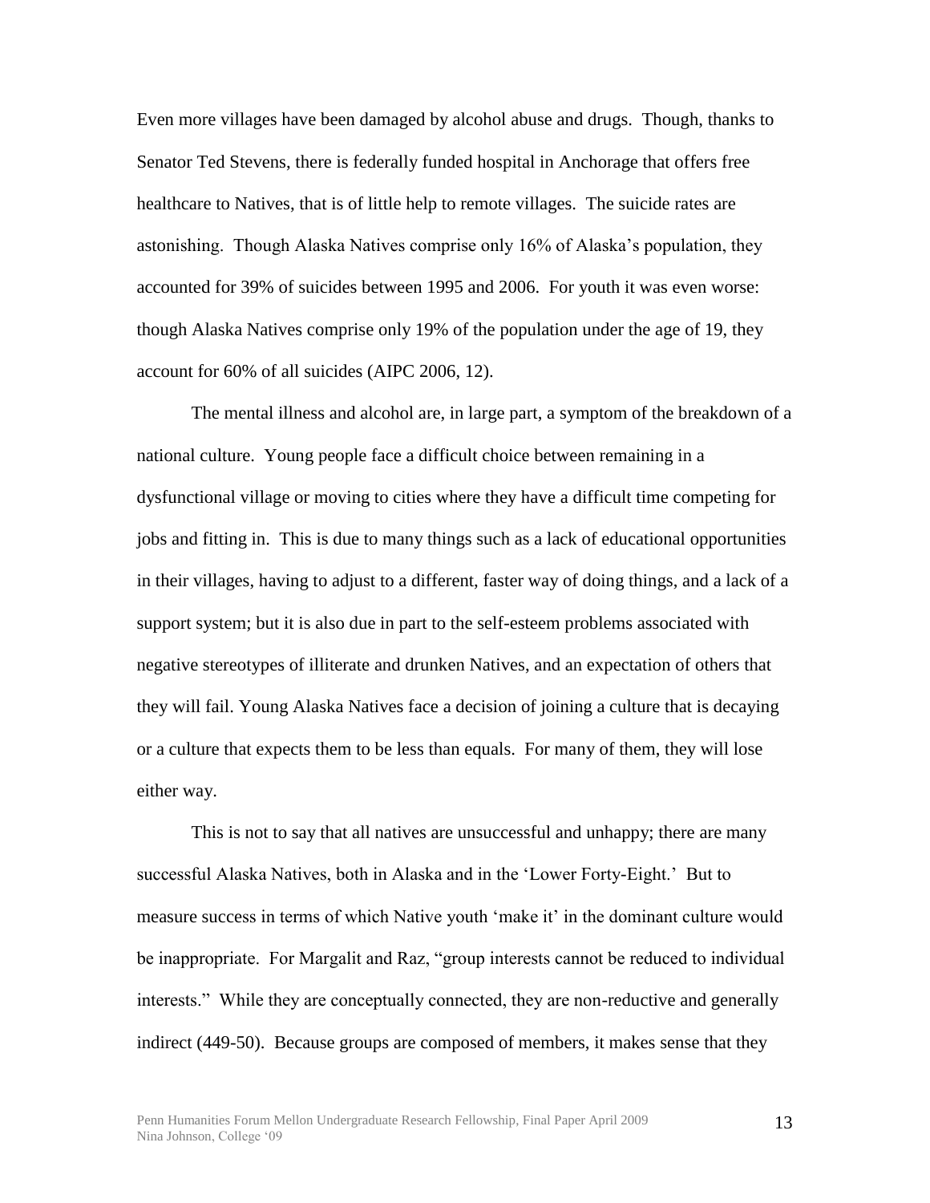Even more villages have been damaged by alcohol abuse and drugs. Though, thanks to Senator Ted Stevens, there is federally funded hospital in Anchorage that offers free healthcare to Natives, that is of little help to remote villages. The suicide rates are astonishing. Though Alaska Natives comprise only 16% of Alaska's population, they accounted for 39% of suicides between 1995 and 2006. For youth it was even worse: though Alaska Natives comprise only 19% of the population under the age of 19, they account for 60% of all suicides (AIPC 2006, 12).

The mental illness and alcohol are, in large part, a symptom of the breakdown of a national culture. Young people face a difficult choice between remaining in a dysfunctional village or moving to cities where they have a difficult time competing for jobs and fitting in. This is due to many things such as a lack of educational opportunities in their villages, having to adjust to a different, faster way of doing things, and a lack of a support system; but it is also due in part to the self-esteem problems associated with negative stereotypes of illiterate and drunken Natives, and an expectation of others that they will fail. Young Alaska Natives face a decision of joining a culture that is decaying or a culture that expects them to be less than equals. For many of them, they will lose either way.

This is not to say that all natives are unsuccessful and unhappy; there are many successful Alaska Natives, both in Alaska and in the 'Lower Forty-Eight.' But to measure success in terms of which Native youth 'make it' in the dominant culture would be inappropriate. For Margalit and Raz, "group interests cannot be reduced to individual interests." While they are conceptually connected, they are non-reductive and generally indirect (449-50). Because groups are composed of members, it makes sense that they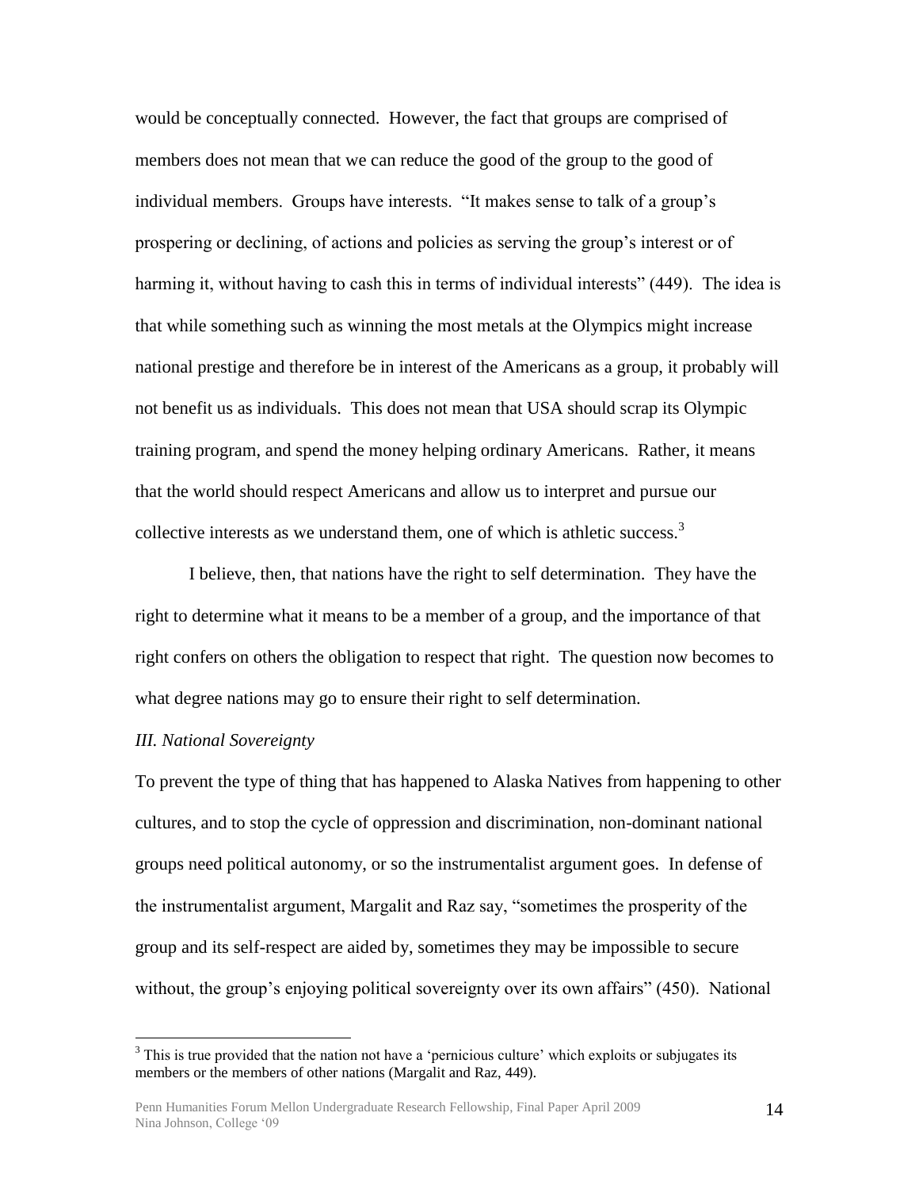would be conceptually connected. However, the fact that groups are comprised of members does not mean that we can reduce the good of the group to the good of individual members. Groups have interests. "It makes sense to talk of a group's prospering or declining, of actions and policies as serving the group's interest or of harming it, without having to cash this in terms of individual interests" (449). The idea is that while something such as winning the most metals at the Olympics might increase national prestige and therefore be in interest of the Americans as a group, it probably will not benefit us as individuals. This does not mean that USA should scrap its Olympic training program, and spend the money helping ordinary Americans. Rather, it means that the world should respect Americans and allow us to interpret and pursue our collective interests as we understand them, one of which is athletic success.[3]

I believe, then, that nations have the right to self determination. They have the right to determine what it means to be a member of a group, and the importance of that right confers on others the obligation to respect that right. The question now becomes to what degree nations may go to ensure their right to self determination.

*III. National Sovereignty*

To prevent the type of thing that has happened to Alaska Natives from happening to other cultures, and to stop the cycle of oppression and discrimination, non-dominant national groups need political autonomy, or so the instrumentalist argument goes. In defense of the instrumentalist argument, Margalit and Raz say, "sometimes the prosperity of the group and its self-respect are aided by, sometimes they may be impossible to secure without, the group's enjoying political sovereignty over its own affairs" (450). National

[3] This is true provided that the nation not have a 'pernicious culture' which exploits or subjugates its members or the members of other nations (Margalit and Raz, 449).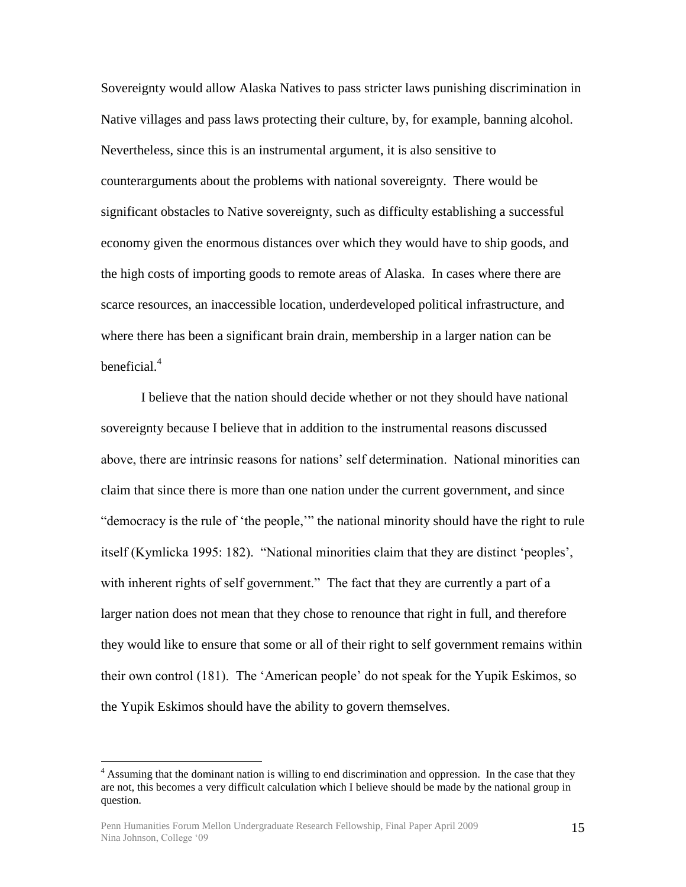Sovereignty would allow Alaska Natives to pass stricter laws punishing discrimination in Native villages and pass laws protecting their culture, by, for example, banning alcohol. Nevertheless, since this is an instrumental argument, it is also sensitive to counterarguments about the problems with national sovereignty. There would be significant obstacles to Native sovereignty, such as difficulty establishing a successful economy given the enormous distances over which they would have to ship goods, and the high costs of importing goods to remote areas of Alaska. In cases where there are scarce resources, an inaccessible location, underdeveloped political infrastructure, and where there has been a significant brain drain, membership in a larger nation can be beneficial.[4]

I believe that the nation should decide whether or not they should have national sovereignty because I believe that in addition to the instrumental reasons discussed above, there are intrinsic reasons for nations' self determination. National minorities can claim that since there is more than one nation under the current government, and since "democracy is the rule of 'the people,'" the national minority should have the right to rule itself (Kymlicka 1995: 182). "National minorities claim that they are distinct 'peoples', with inherent rights of self government." The fact that they are currently a part of a larger nation does not mean that they chose to renounce that right in full, and therefore they would like to ensure that some or all of their right to self government remains within their own control (181). The 'American people' do not speak for the Yupik Eskimos, so the Yupik Eskimos should have the ability to govern themselves.

---

[4] Assuming that the dominant nation is willing to end discrimination and oppression. In the case that they are not, this becomes a very difficult calculation which I believe should be made by the national group in question.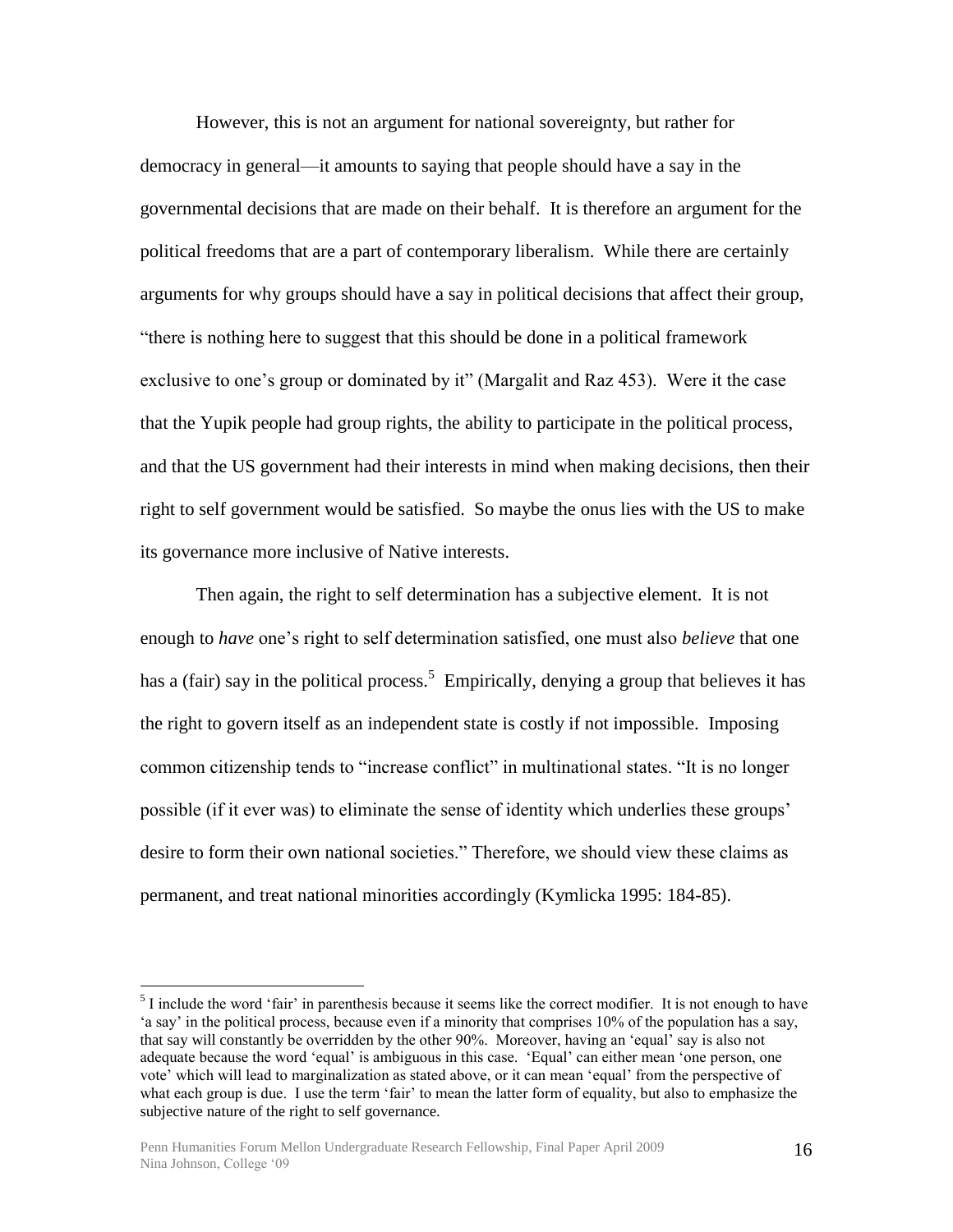However, this is not an argument for national sovereignty, but rather for democracy in general—it amounts to saying that people should have a say in the governmental decisions that are made on their behalf. It is therefore an argument for the political freedoms that are a part of contemporary liberalism. While there are certainly arguments for why groups should have a say in political decisions that affect their group, "there is nothing here to suggest that this should be done in a political framework exclusive to one's group or dominated by it" (Margalit and Raz 453). Were it the case that the Yupik people had group rights, the ability to participate in the political process, and that the US government had their interests in mind when making decisions, then their right to self government would be satisfied. So maybe the onus lies with the US to make its governance more inclusive of Native interests.

Then again, the right to self determination has a subjective element. It is not enough to *have* one's right to self determination satisfied, one must also *believe* that one has a (fair) say in the political process.[5] Empirically, denying a group that believes it has the right to govern itself as an independent state is costly if not impossible. Imposing common citizenship tends to "increase conflict" in multinational states. "It is no longer possible (if it ever was) to eliminate the sense of identity which underlies these groups' desire to form their own national societies." Therefore, we should view these claims as permanent, and treat national minorities accordingly (Kymlicka 1995: 184-85).

[5] I include the word 'fair' in parenthesis because it seems like the correct modifier. It is not enough to have 'a say' in the political process, because even if a minority that comprises 10% of the population has a say, that say will constantly be overridden by the other 90%. Moreover, having an 'equal' say is also not adequate because the word 'equal' is ambiguous in this case. 'Equal' can either mean 'one person, one vote' which will lead to marginalization as stated above, or it can mean 'equal' from the perspective of what each group is due. I use the term 'fair' to mean the latter form of equality, but also to emphasize the subjective nature of the right to self governance.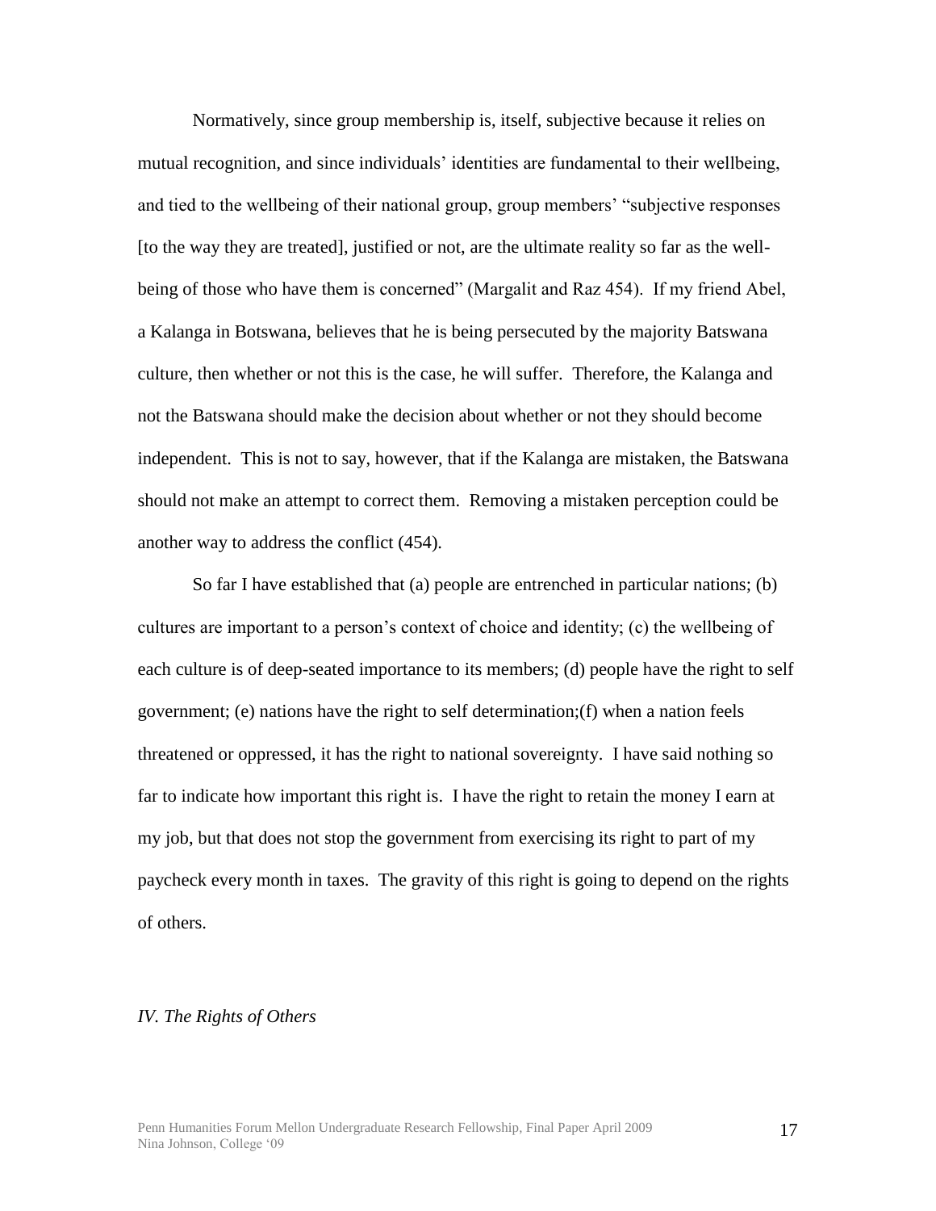Normatively, since group membership is, itself, subjective because it relies on mutual recognition, and since individuals' identities are fundamental to their wellbeing, and tied to the wellbeing of their national group, group members' "subjective responses [to the way they are treated], justified or not, are the ultimate reality so far as the well-being of those who have them is concerned" (Margalit and Raz 454). If my friend Abel, a Kalanga in Botswana, believes that he is being persecuted by the majority Batswana culture, then whether or not this is the case, he will suffer. Therefore, the Kalanga and not the Batswana should make the decision about whether or not they should become independent. This is not to say, however, that if the Kalanga are mistaken, the Batswana should not make an attempt to correct them. Removing a mistaken perception could be another way to address the conflict (454).

So far I have established that (a) people are entrenched in particular nations; (b) cultures are important to a person's context of choice and identity; (c) the wellbeing of each culture is of deep-seated importance to its members; (d) people have the right to self government; (e) nations have the right to self determination;(f) when a nation feels threatened or oppressed, it has the right to national sovereignty. I have said nothing so far to indicate how important this right is. I have the right to retain the money I earn at my job, but that does not stop the government from exercising its right to part of my paycheck every month in taxes. The gravity of this right is going to depend on the rights of others.

*IV. The Rights of Others*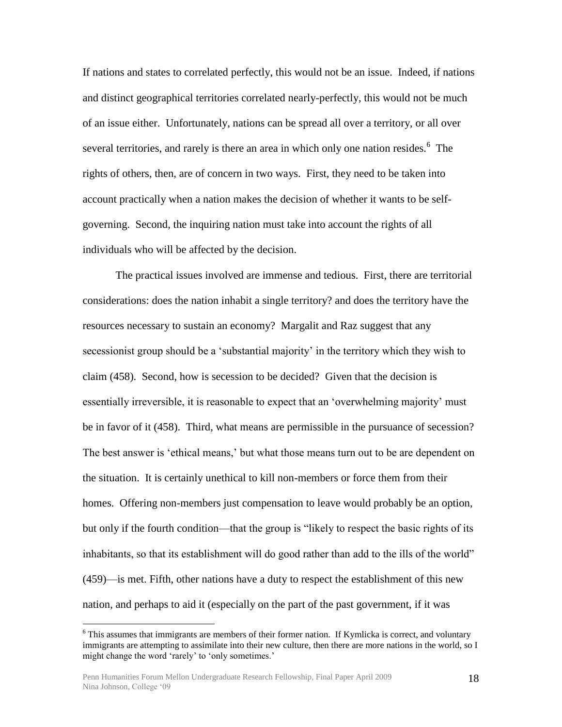If nations and states to correlated perfectly, this would not be an issue. Indeed, if nations and distinct geographical territories correlated nearly-perfectly, this would not be much of an issue either. Unfortunately, nations can be spread all over a territory, or all over several territories, and rarely is there an area in which only one nation resides.[6] The rights of others, then, are of concern in two ways. First, they need to be taken into account practically when a nation makes the decision of whether it wants to be self-governing. Second, the inquiring nation must take into account the rights of all individuals who will be affected by the decision.

The practical issues involved are immense and tedious. First, there are territorial considerations: does the nation inhabit a single territory? and does the territory have the resources necessary to sustain an economy? Margalit and Raz suggest that any secessionist group should be a 'substantial majority' in the territory which they wish to claim (458). Second, how is secession to be decided? Given that the decision is essentially irreversible, it is reasonable to expect that an 'overwhelming majority' must be in favor of it (458). Third, what means are permissible in the pursuance of secession? The best answer is 'ethical means,' but what those means turn out to be are dependent on the situation. It is certainly unethical to kill non-members or force them from their homes. Offering non-members just compensation to leave would probably be an option, but only if the fourth condition—that the group is "likely to respect the basic rights of its inhabitants, so that its establishment will do good rather than add to the ills of the world" (459)—is met. Fifth, other nations have a duty to respect the establishment of this new nation, and perhaps to aid it (especially on the part of the past government, if it was

[6] This assumes that immigrants are members of their former nation. If Kymlicka is correct, and voluntary immigrants are attempting to assimilate into their new culture, then there are more nations in the world, so I might change the word 'rarely' to 'only sometimes.'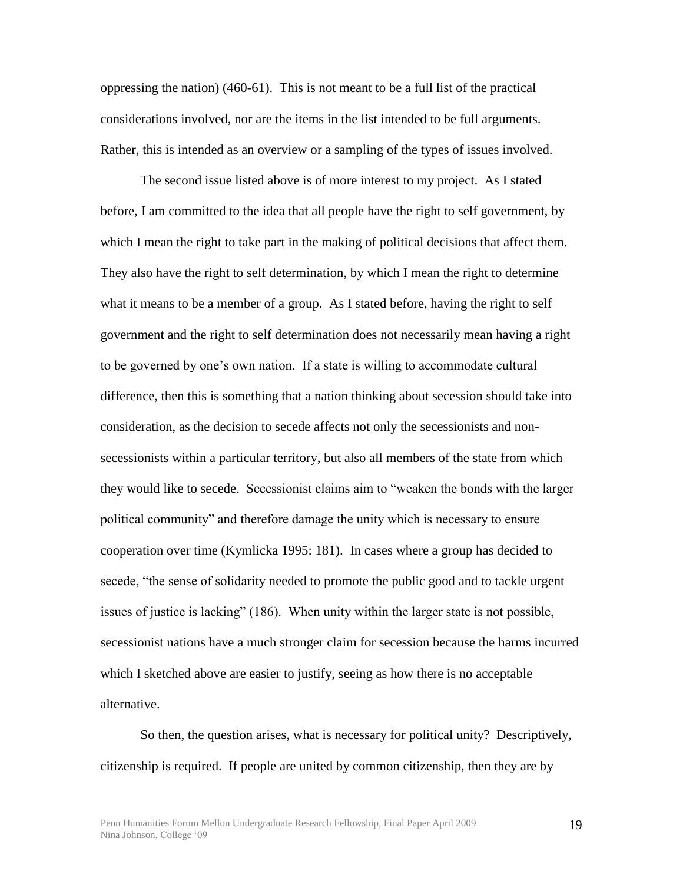oppressing the nation) (460-61). This is not meant to be a full list of the practical considerations involved, nor are the items in the list intended to be full arguments. Rather, this is intended as an overview or a sampling of the types of issues involved.

The second issue listed above is of more interest to my project. As I stated before, I am committed to the idea that all people have the right to self government, by which I mean the right to take part in the making of political decisions that affect them. They also have the right to self determination, by which I mean the right to determine what it means to be a member of a group. As I stated before, having the right to self government and the right to self determination does not necessarily mean having a right to be governed by one's own nation. If a state is willing to accommodate cultural difference, then this is something that a nation thinking about secession should take into consideration, as the decision to secede affects not only the secessionists and non-secessionists within a particular territory, but also all members of the state from which they would like to secede. Secessionist claims aim to "weaken the bonds with the larger political community" and therefore damage the unity which is necessary to ensure cooperation over time (Kymlicka 1995: 181). In cases where a group has decided to secede, "the sense of solidarity needed to promote the public good and to tackle urgent issues of justice is lacking" (186). When unity within the larger state is not possible, secessionist nations have a much stronger claim for secession because the harms incurred which I sketched above are easier to justify, seeing as how there is no acceptable alternative.

So then, the question arises, what is necessary for political unity? Descriptively, citizenship is required. If people are united by common citizenship, then they are by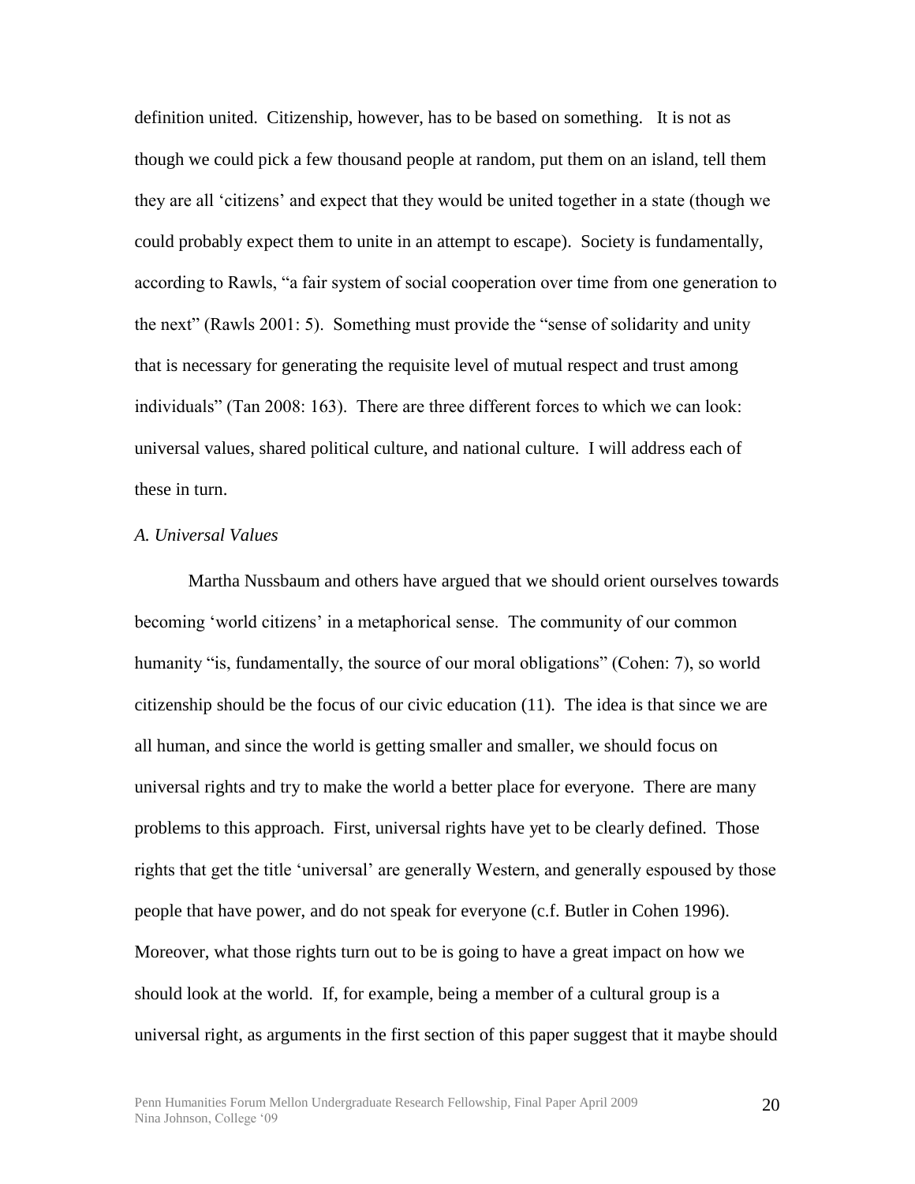definition united. Citizenship, however, has to be based on something. It is not as though we could pick a few thousand people at random, put them on an island, tell them they are all 'citizens' and expect that they would be united together in a state (though we could probably expect them to unite in an attempt to escape). Society is fundamentally, according to Rawls, "a fair system of social cooperation over time from one generation to the next" (Rawls 2001: 5). Something must provide the "sense of solidarity and unity that is necessary for generating the requisite level of mutual respect and trust among individuals" (Tan 2008: 163). There are three different forces to which we can look: universal values, shared political culture, and national culture. I will address each of these in turn.

*A. Universal Values*

Martha Nussbaum and others have argued that we should orient ourselves towards becoming 'world citizens' in a metaphorical sense. The community of our common humanity "is, fundamentally, the source of our moral obligations" (Cohen: 7), so world citizenship should be the focus of our civic education (11). The idea is that since we are all human, and since the world is getting smaller and smaller, we should focus on universal rights and try to make the world a better place for everyone. There are many problems to this approach. First, universal rights have yet to be clearly defined. Those rights that get the title 'universal' are generally Western, and generally espoused by those people that have power, and do not speak for everyone (c.f. Butler in Cohen 1996). Moreover, what those rights turn out to be is going to have a great impact on how we should look at the world. If, for example, being a member of a cultural group is a universal right, as arguments in the first section of this paper suggest that it maybe should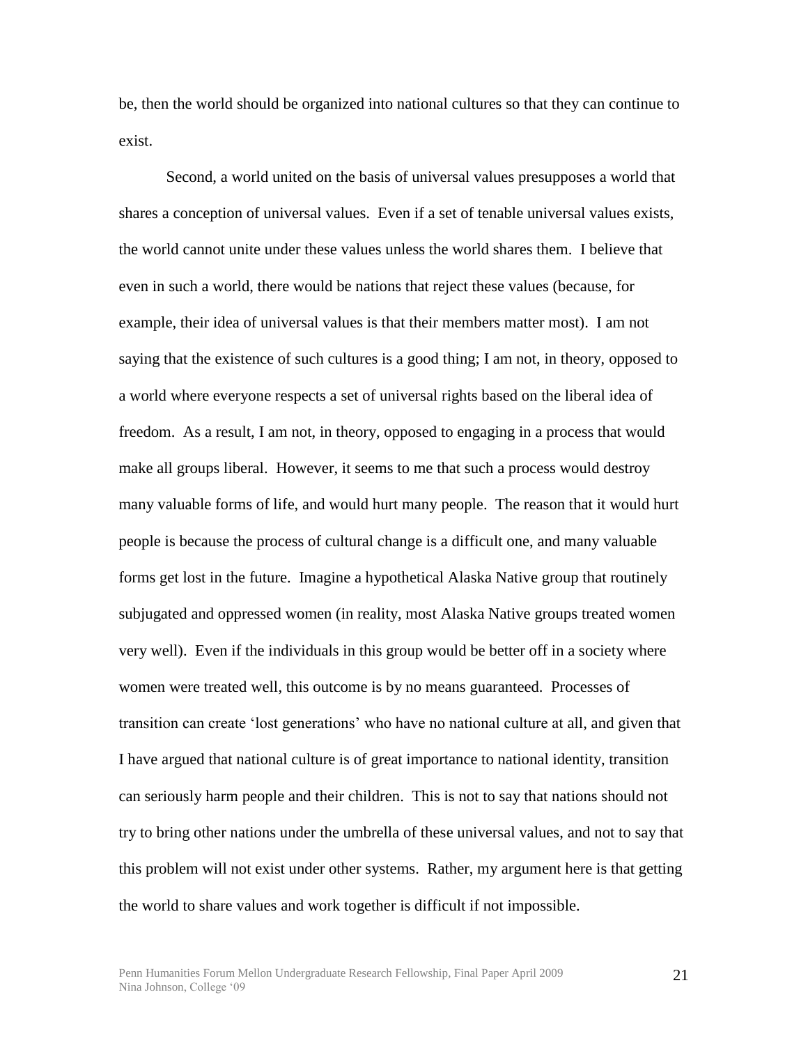be, then the world should be organized into national cultures so that they can continue to exist.

Second, a world united on the basis of universal values presupposes a world that shares a conception of universal values. Even if a set of tenable universal values exists, the world cannot unite under these values unless the world shares them. I believe that even in such a world, there would be nations that reject these values (because, for example, their idea of universal values is that their members matter most). I am not saying that the existence of such cultures is a good thing; I am not, in theory, opposed to a world where everyone respects a set of universal rights based on the liberal idea of freedom. As a result, I am not, in theory, opposed to engaging in a process that would make all groups liberal. However, it seems to me that such a process would destroy many valuable forms of life, and would hurt many people. The reason that it would hurt people is because the process of cultural change is a difficult one, and many valuable forms get lost in the future. Imagine a hypothetical Alaska Native group that routinely subjugated and oppressed women (in reality, most Alaska Native groups treated women very well). Even if the individuals in this group would be better off in a society where women were treated well, this outcome is by no means guaranteed. Processes of transition can create 'lost generations' who have no national culture at all, and given that I have argued that national culture is of great importance to national identity, transition can seriously harm people and their children. This is not to say that nations should not try to bring other nations under the umbrella of these universal values, and not to say that this problem will not exist under other systems. Rather, my argument here is that getting the world to share values and work together is difficult if not impossible.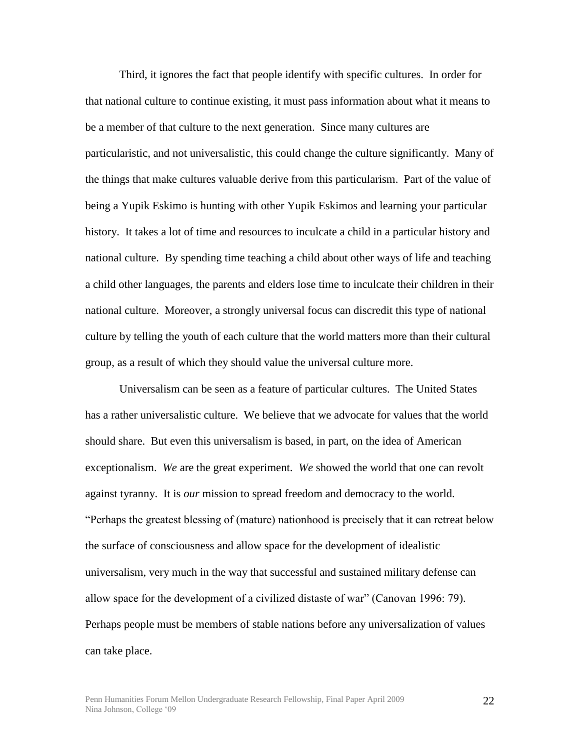Third, it ignores the fact that people identify with specific cultures. In order for that national culture to continue existing, it must pass information about what it means to be a member of that culture to the next generation. Since many cultures are particularistic, and not universalistic, this could change the culture significantly. Many of the things that make cultures valuable derive from this particularism. Part of the value of being a Yupik Eskimo is hunting with other Yupik Eskimos and learning your particular history. It takes a lot of time and resources to inculcate a child in a particular history and national culture. By spending time teaching a child about other ways of life and teaching a child other languages, the parents and elders lose time to inculcate their children in their national culture. Moreover, a strongly universal focus can discredit this type of national culture by telling the youth of each culture that the world matters more than their cultural group, as a result of which they should value the universal culture more.

Universalism can be seen as a feature of particular cultures. The United States has a rather universalistic culture. We believe that we advocate for values that the world should share. But even this universalism is based, in part, on the idea of American exceptionalism. *We* are the great experiment. *We* showed the world that one can revolt against tyranny. It is *our* mission to spread freedom and democracy to the world. "Perhaps the greatest blessing of (mature) nationhood is precisely that it can retreat below the surface of consciousness and allow space for the development of idealistic universalism, very much in the way that successful and sustained military defense can allow space for the development of a civilized distaste of war" (Canovan 1996: 79). Perhaps people must be members of stable nations before any universalization of values can take place.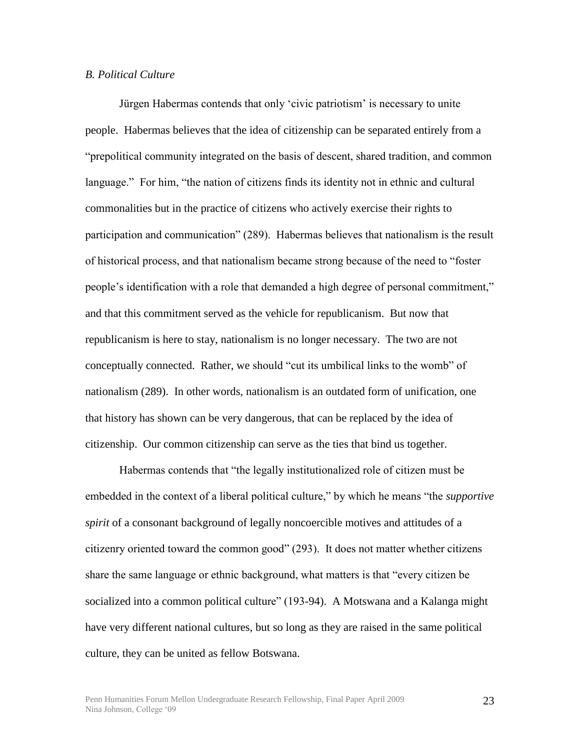*B. Political Culture*

Jürgen Habermas contends that only 'civic patriotism' is necessary to unite people. Habermas believes that the idea of citizenship can be separated entirely from a "prepolitical community integrated on the basis of descent, shared tradition, and common language." For him, "the nation of citizens finds its identity not in ethnic and cultural commonalities but in the practice of citizens who actively exercise their rights to participation and communication" (289). Habermas believes that nationalism is the result of historical process, and that nationalism became strong because of the need to "foster people's identification with a role that demanded a high degree of personal commitment," and that this commitment served as the vehicle for republicanism. But now that republicanism is here to stay, nationalism is no longer necessary. The two are not conceptually connected. Rather, we should "cut its umbilical links to the womb" of nationalism (289). In other words, nationalism is an outdated form of unification, one that history has shown can be very dangerous, that can be replaced by the idea of citizenship. Our common citizenship can serve as the ties that bind us together.

Habermas contends that "the legally institutionalized role of citizen must be embedded in the context of a liberal political culture," by which he means "the *supportive spirit* of a consonant background of legally noncoercible motives and attitudes of a citizenry oriented toward the common good" (293). It does not matter whether citizens share the same language or ethnic background, what matters is that "every citizen be socialized into a common political culture" (193-94). A Motswana and a Kalanga might have very different national cultures, but so long as they are raised in the same political culture, they can be united as fellow Botswana.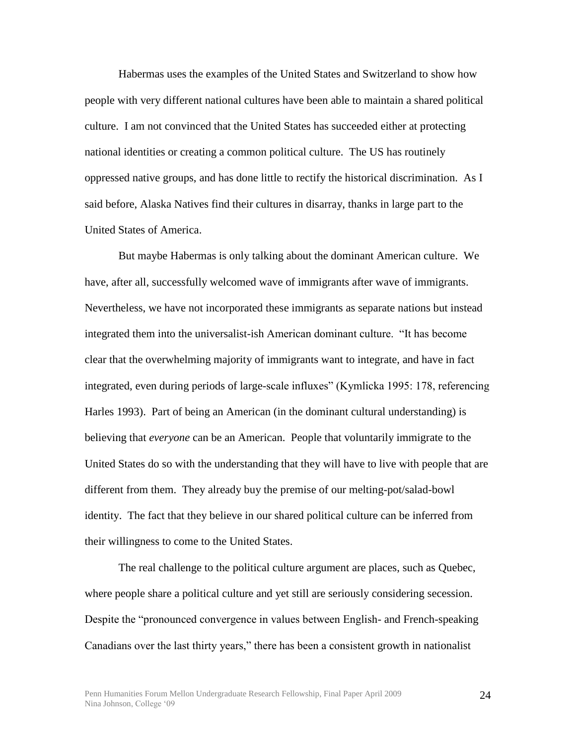Habermas uses the examples of the United States and Switzerland to show how people with very different national cultures have been able to maintain a shared political culture. I am not convinced that the United States has succeeded either at protecting national identities or creating a common political culture. The US has routinely oppressed native groups, and has done little to rectify the historical discrimination. As I said before, Alaska Natives find their cultures in disarray, thanks in large part to the United States of America.

But maybe Habermas is only talking about the dominant American culture. We have, after all, successfully welcomed wave of immigrants after wave of immigrants. Nevertheless, we have not incorporated these immigrants as separate nations but instead integrated them into the universalist-ish American dominant culture. "It has become clear that the overwhelming majority of immigrants want to integrate, and have in fact integrated, even during periods of large-scale influxes" (Kymlicka 1995: 178, referencing Harles 1993). Part of being an American (in the dominant cultural understanding) is believing that *everyone* can be an American. People that voluntarily immigrate to the United States do so with the understanding that they will have to live with people that are different from them. They already buy the premise of our melting-pot/salad-bowl identity. The fact that they believe in our shared political culture can be inferred from their willingness to come to the United States.

The real challenge to the political culture argument are places, such as Quebec, where people share a political culture and yet still are seriously considering secession. Despite the "pronounced convergence in values between English- and French-speaking Canadians over the last thirty years," there has been a consistent growth in nationalist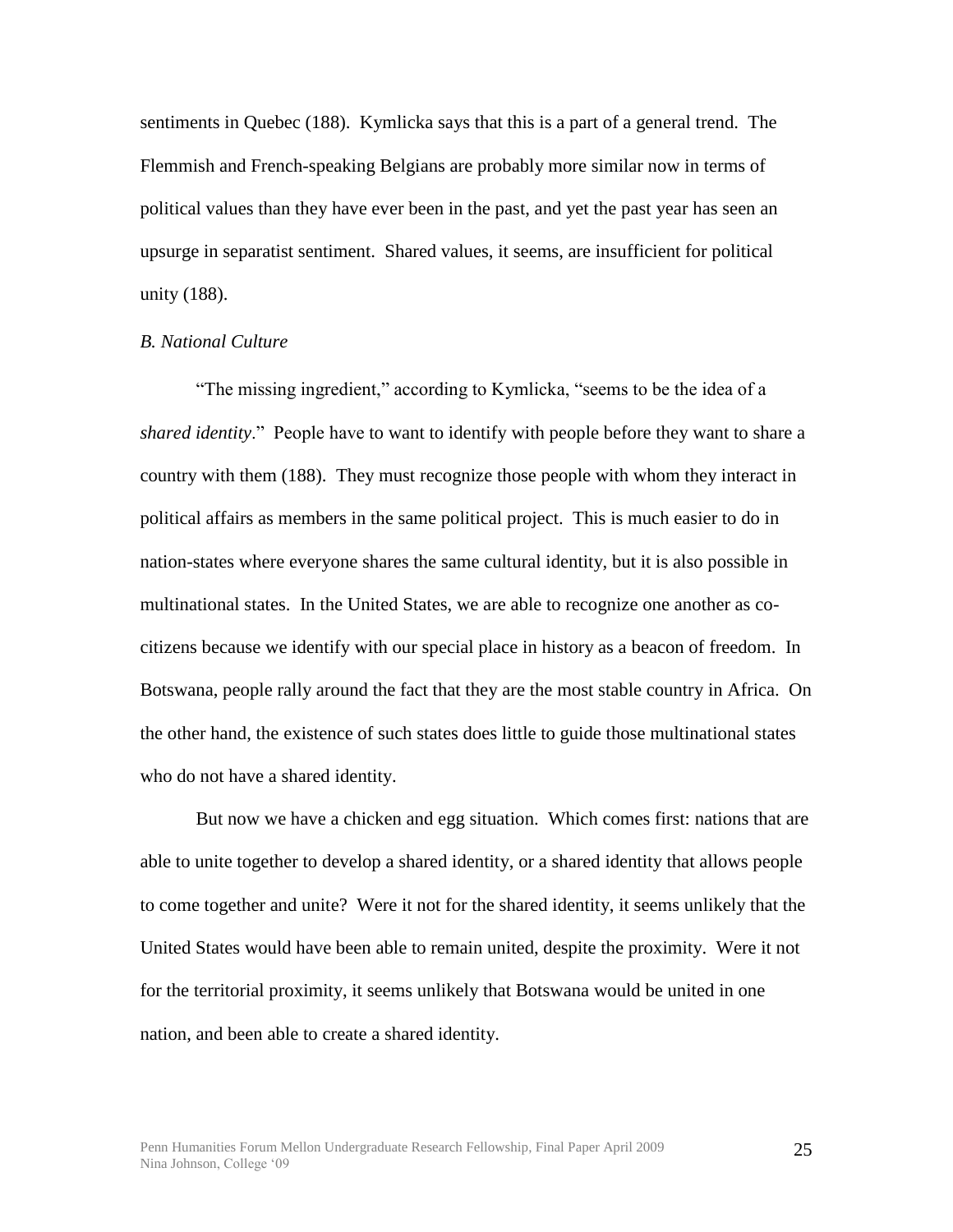sentiments in Quebec (188). Kymlicka says that this is a part of a general trend. The Flemmish and French-speaking Belgians are probably more similar now in terms of political values than they have ever been in the past, and yet the past year has seen an upsurge in separatist sentiment. Shared values, it seems, are insufficient for political unity (188).

*B. National Culture*

"The missing ingredient," according to Kymlicka, "seems to be the idea of a *shared identity*." People have to want to identify with people before they want to share a country with them (188). They must recognize those people with whom they interact in political affairs as members in the same political project. This is much easier to do in nation-states where everyone shares the same cultural identity, but it is also possible in multinational states. In the United States, we are able to recognize one another as co-citizens because we identify with our special place in history as a beacon of freedom. In Botswana, people rally around the fact that they are the most stable country in Africa. On the other hand, the existence of such states does little to guide those multinational states who do not have a shared identity.

But now we have a chicken and egg situation. Which comes first: nations that are able to unite together to develop a shared identity, or a shared identity that allows people to come together and unite? Were it not for the shared identity, it seems unlikely that the United States would have been able to remain united, despite the proximity. Were it not for the territorial proximity, it seems unlikely that Botswana would be united in one nation, and been able to create a shared identity.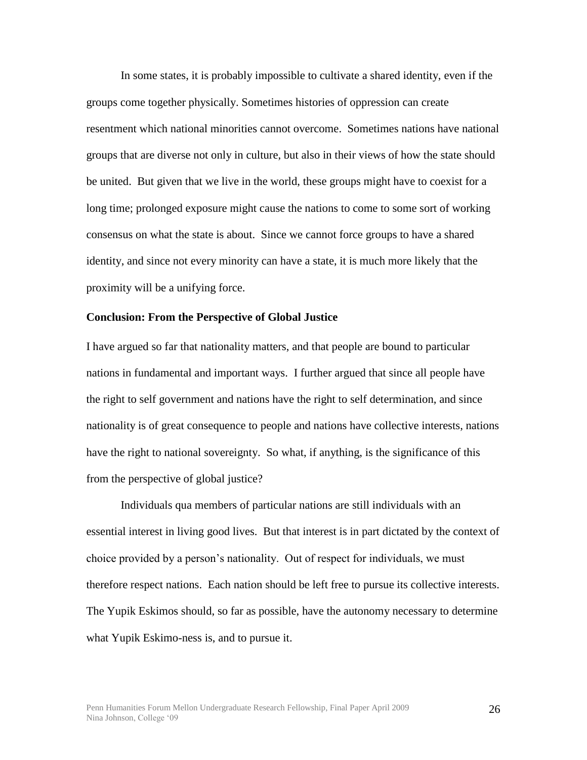In some states, it is probably impossible to cultivate a shared identity, even if the groups come together physically. Sometimes histories of oppression can create resentment which national minorities cannot overcome. Sometimes nations have national groups that are diverse not only in culture, but also in their views of how the state should be united. But given that we live in the world, these groups might have to coexist for a long time; prolonged exposure might cause the nations to come to some sort of working consensus on what the state is about. Since we cannot force groups to have a shared identity, and since not every minority can have a state, it is much more likely that the proximity will be a unifying force.

**Conclusion: From the Perspective of Global Justice**

I have argued so far that nationality matters, and that people are bound to particular nations in fundamental and important ways. I further argued that since all people have the right to self government and nations have the right to self determination, and since nationality is of great consequence to people and nations have collective interests, nations have the right to national sovereignty. So what, if anything, is the significance of this from the perspective of global justice?

Individuals qua members of particular nations are still individuals with an essential interest in living good lives. But that interest is in part dictated by the context of choice provided by a person's nationality. Out of respect for individuals, we must therefore respect nations. Each nation should be left free to pursue its collective interests. The Yupik Eskimos should, so far as possible, have the autonomy necessary to determine what Yupik Eskimo-ness is, and to pursue it.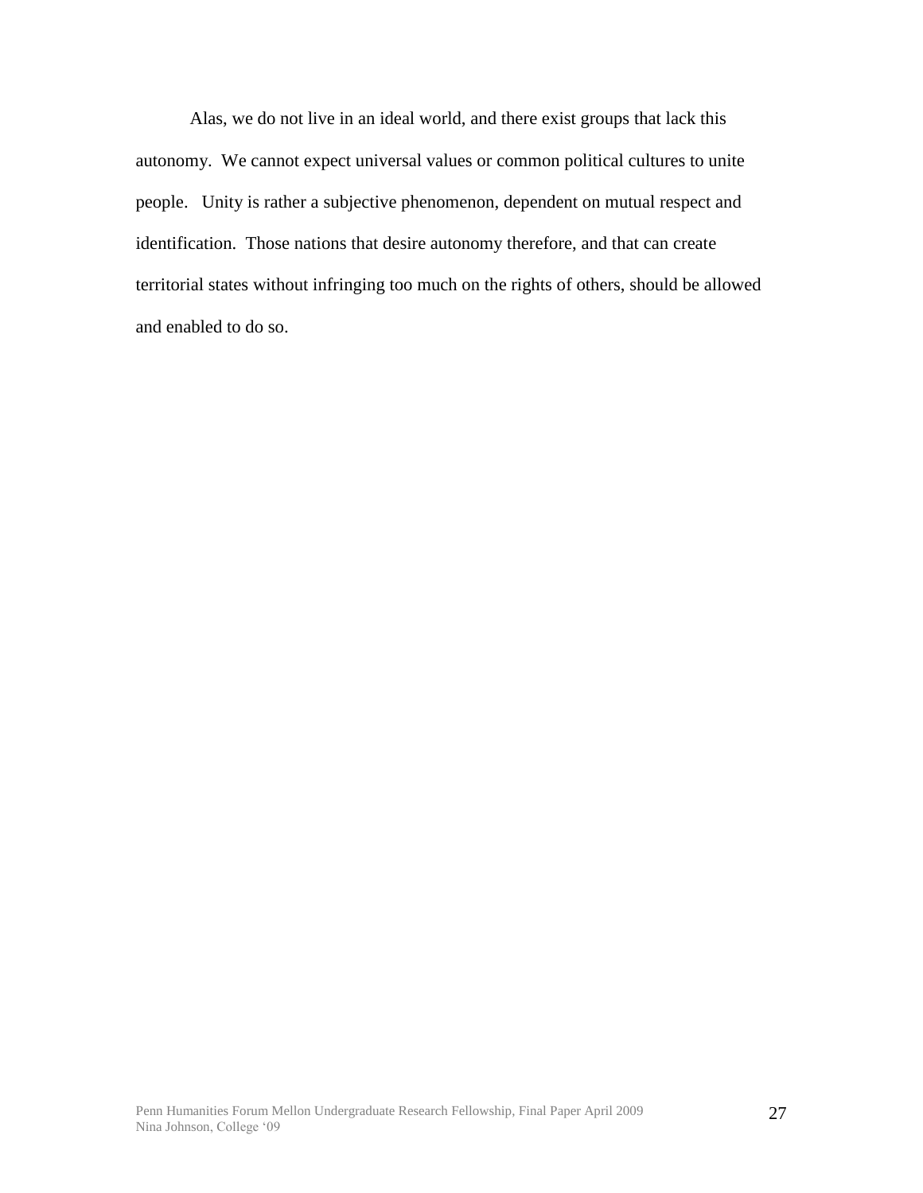Alas, we do not live in an ideal world, and there exist groups that lack this autonomy. We cannot expect universal values or common political cultures to unite people. Unity is rather a subjective phenomenon, dependent on mutual respect and identification. Those nations that desire autonomy therefore, and that can create territorial states without infringing too much on the rights of others, should be allowed and enabled to do so.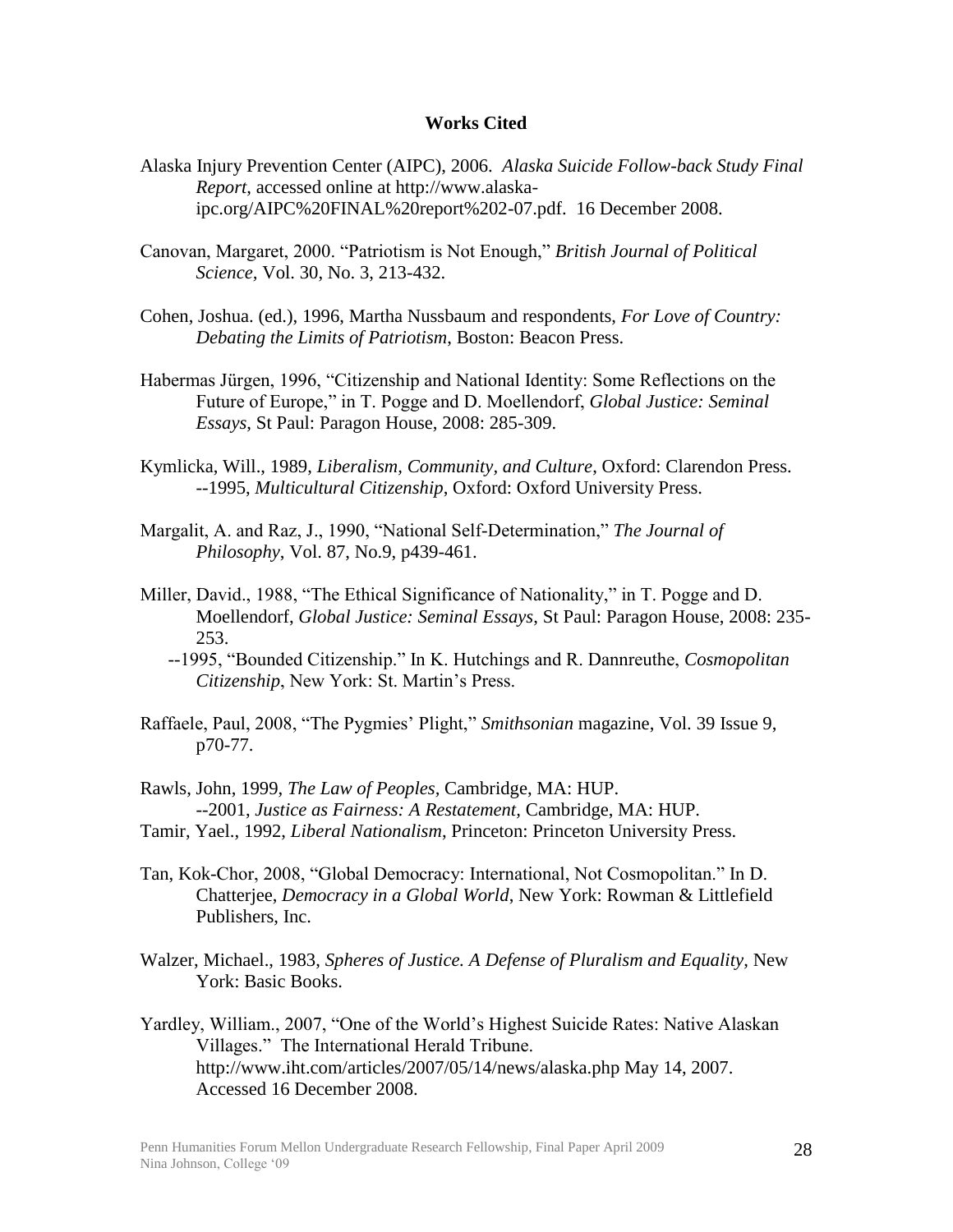## Works Cited

Alaska Injury Prevention Center (AIPC), 2006. *Alaska Suicide Follow-back Study Final Report*, accessed online at http://www.alaska-ipc.org/AIPC%20FINAL%20report%202-07.pdf. 16 December 2008.

Canovan, Margaret, 2000. "Patriotism is Not Enough," *British Journal of Political Science*, Vol. 30, No. 3, 213-432.

Cohen, Joshua. (ed.), 1996, Martha Nussbaum and respondents, *For Love of Country: Debating the Limits of Patriotism*, Boston: Beacon Press.

Habermas Jürgen, 1996, "Citizenship and National Identity: Some Reflections on the Future of Europe," in T. Pogge and D. Moellendorf, *Global Justice: Seminal Essays*, St Paul: Paragon House, 2008: 285-309.

Kymlicka, Will., 1989, *Liberalism, Community, and Culture*, Oxford: Clarendon Press.
--1995, *Multicultural Citizenship*, Oxford: Oxford University Press.

Margalit, A. and Raz, J., 1990, "National Self-Determination," *The Journal of Philosophy*, Vol. 87, No.9, p439-461.

Miller, David., 1988, "The Ethical Significance of Nationality," in T. Pogge and D. Moellendorf, *Global Justice: Seminal Essays*, St Paul: Paragon House, 2008: 235-253.
--1995, "Bounded Citizenship." In K. Hutchings and R. Dannreuthe, *Cosmopolitan Citizenship*, New York: St. Martin's Press.

Raffaele, Paul, 2008, "The Pygmies' Plight," *Smithsonian* magazine, Vol. 39 Issue 9, p70-77.

Rawls, John, 1999, *The Law of Peoples*, Cambridge, MA: HUP.
--2001, *Justice as Fairness: A Restatement*, Cambridge, MA: HUP.

Tamir, Yael., 1992, *Liberal Nationalism*, Princeton: Princeton University Press.

Tan, Kok-Chor, 2008, "Global Democracy: International, Not Cosmopolitan." In D. Chatterjee, *Democracy in a Global World*, New York: Rowman & Littlefield Publishers, Inc.

Walzer, Michael., 1983, *Spheres of Justice. A Defense of Pluralism and Equality*, New York: Basic Books.

Yardley, William., 2007, "One of the World's Highest Suicide Rates: Native Alaskan Villages." The International Herald Tribune. http://www.iht.com/articles/2007/05/14/news/alaska.php May 14, 2007. Accessed 16 December 2008.